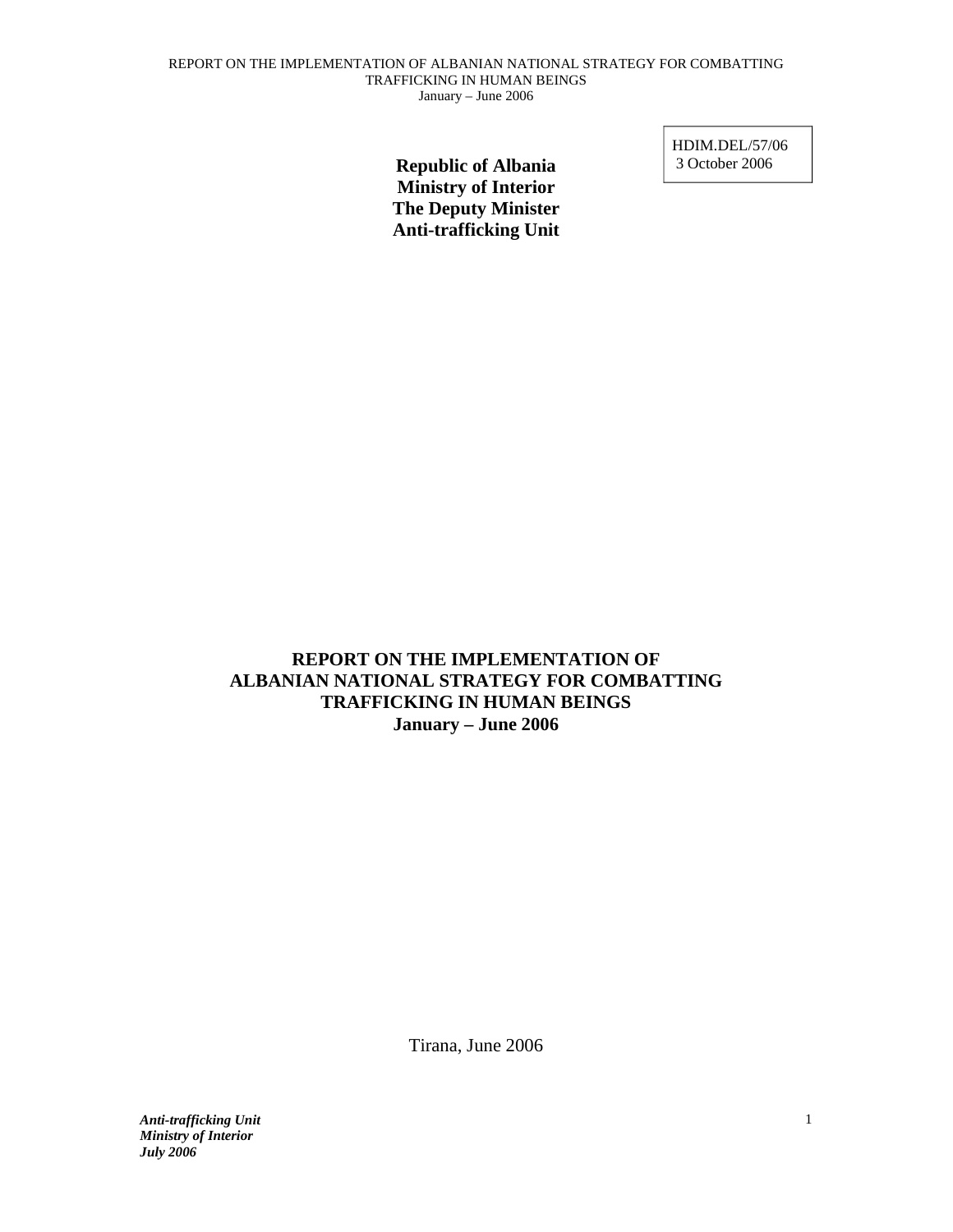HDIM.DEL/57/06
3 October 2006

**Republic of Albania**
**Ministry of Interior**
**The Deputy Minister**
**Anti-trafficking Unit**

# REPORT ON THE IMPLEMENTATION OF ALBANIAN NATIONAL STRATEGY FOR COMBATTING TRAFFICKING IN HUMAN BEINGS
## January – June 2006

Tirana, June 2006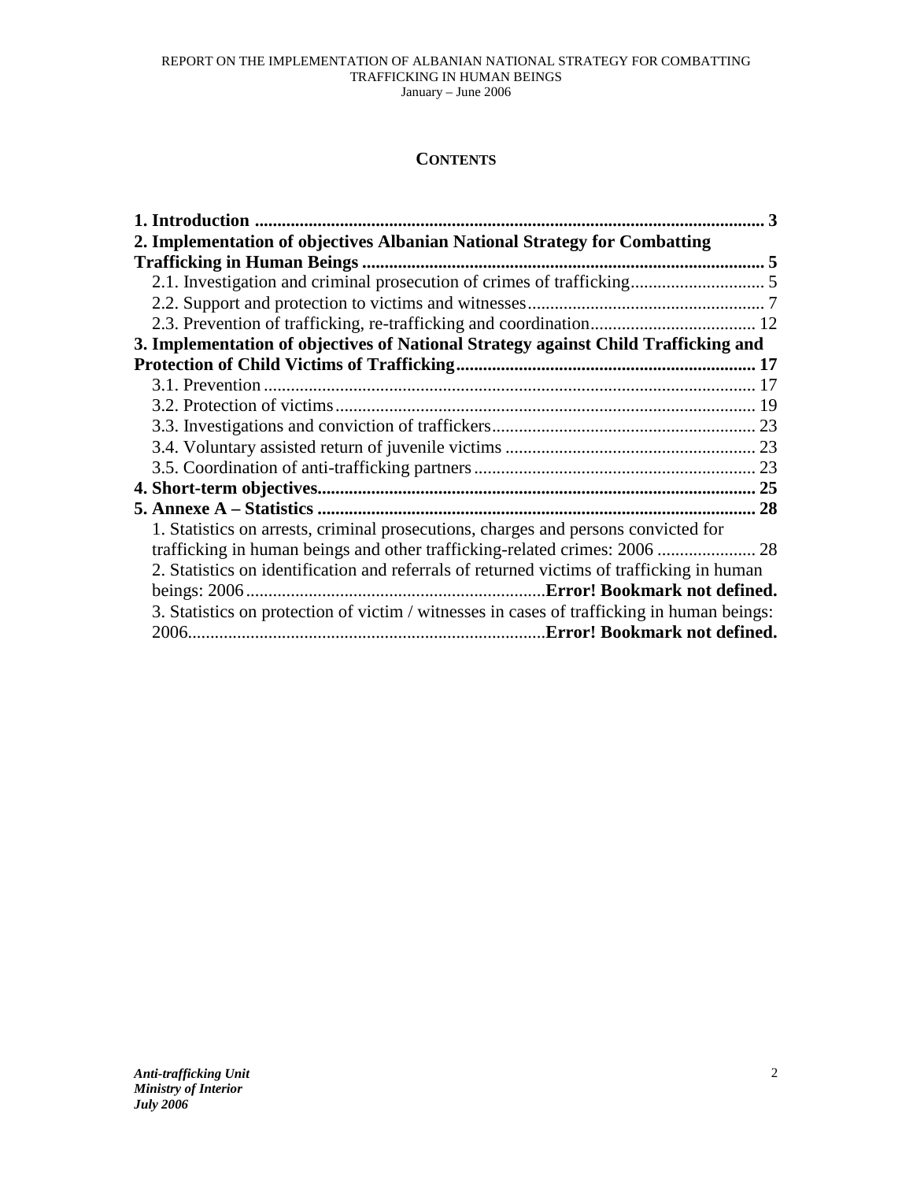## CONTENTS

**1. Introduction ..................................................................................................... 3**

**2. Implementation of objectives Albanian National Strategy for Combatting Trafficking in Human Beings ........................................................................................ 5**

2.1. Investigation and criminal prosecution of crimes of trafficking.............................. 5

2.2. Support and protection to victims and witnesses..................................................... 7

2.3. Prevention of trafficking, re-trafficking and coordination..................................... 12

**3. Implementation of objectives of National Strategy against Child Trafficking and Protection of Child Victims of Trafficking.................................................................. 17**

3.1. Prevention ............................................................................................................. 17

3.2. Protection of victims............................................................................................. 19

3.3. Investigations and conviction of traffickers........................................................... 23

3.4. Voluntary assisted return of juvenile victims ........................................................ 23

3.5. Coordination of anti-trafficking partners............................................................... 23

**4. Short-term objectives................................................................................................. 25**

**5. Annexe A – Statistics ................................................................................................. 28**

1. Statistics on arrests, criminal prosecutions, charges and persons convicted for trafficking in human beings and other trafficking-related crimes: 2006 ...................... 28

2. Statistics on identification and referrals of returned victims of trafficking in human beings: 2006...................................................................**Error! Bookmark not defined.**

3. Statistics on protection of victim / witnesses in cases of trafficking in human beings: 2006...............................................................................**Error! Bookmark not defined.**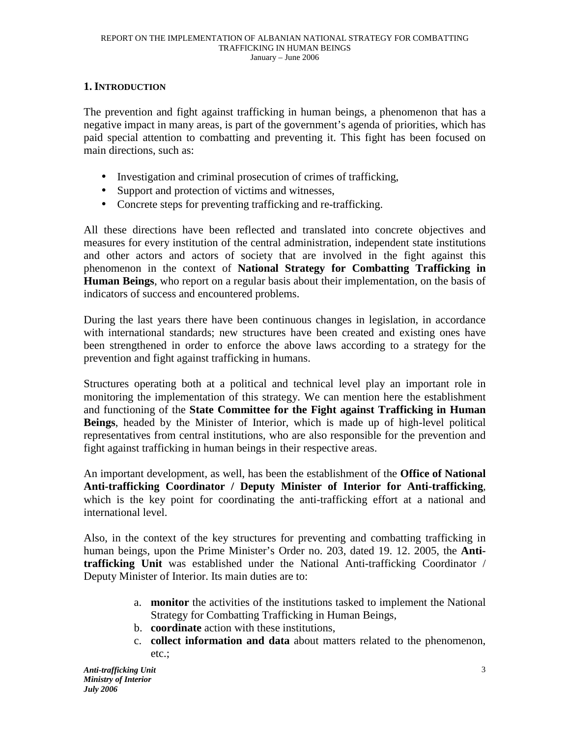## 1. INTRODUCTION

The prevention and fight against trafficking in human beings, a phenomenon that has a negative impact in many areas, is part of the government's agenda of priorities, which has paid special attention to combatting and preventing it. This fight has been focused on main directions, such as:

- Investigation and criminal prosecution of crimes of trafficking,
- Support and protection of victims and witnesses,
- Concrete steps for preventing trafficking and re-trafficking.

All these directions have been reflected and translated into concrete objectives and measures for every institution of the central administration, independent state institutions and other actors and actors of society that are involved in the fight against this phenomenon in the context of **National Strategy for Combatting Trafficking in Human Beings**, who report on a regular basis about their implementation, on the basis of indicators of success and encountered problems.

During the last years there have been continuous changes in legislation, in accordance with international standards; new structures have been created and existing ones have been strengthened in order to enforce the above laws according to a strategy for the prevention and fight against trafficking in humans.

Structures operating both at a political and technical level play an important role in monitoring the implementation of this strategy. We can mention here the establishment and functioning of the **State Committee for the Fight against Trafficking in Human Beings**, headed by the Minister of Interior, which is made up of high-level political representatives from central institutions, who are also responsible for the prevention and fight against trafficking in human beings in their respective areas.

An important development, as well, has been the establishment of the **Office of National Anti-trafficking Coordinator / Deputy Minister of Interior for Anti-trafficking**, which is the key point for coordinating the anti-trafficking effort at a national and international level.

Also, in the context of the key structures for preventing and combatting trafficking in human beings, upon the Prime Minister's Order no. 203, dated 19. 12. 2005, the **Anti-trafficking Unit** was established under the National Anti-trafficking Coordinator / Deputy Minister of Interior. Its main duties are to:

a. **monitor** the activities of the institutions tasked to implement the National Strategy for Combatting Trafficking in Human Beings,
b. **coordinate** action with these institutions,
c. **collect information and data** about matters related to the phenomenon, etc.;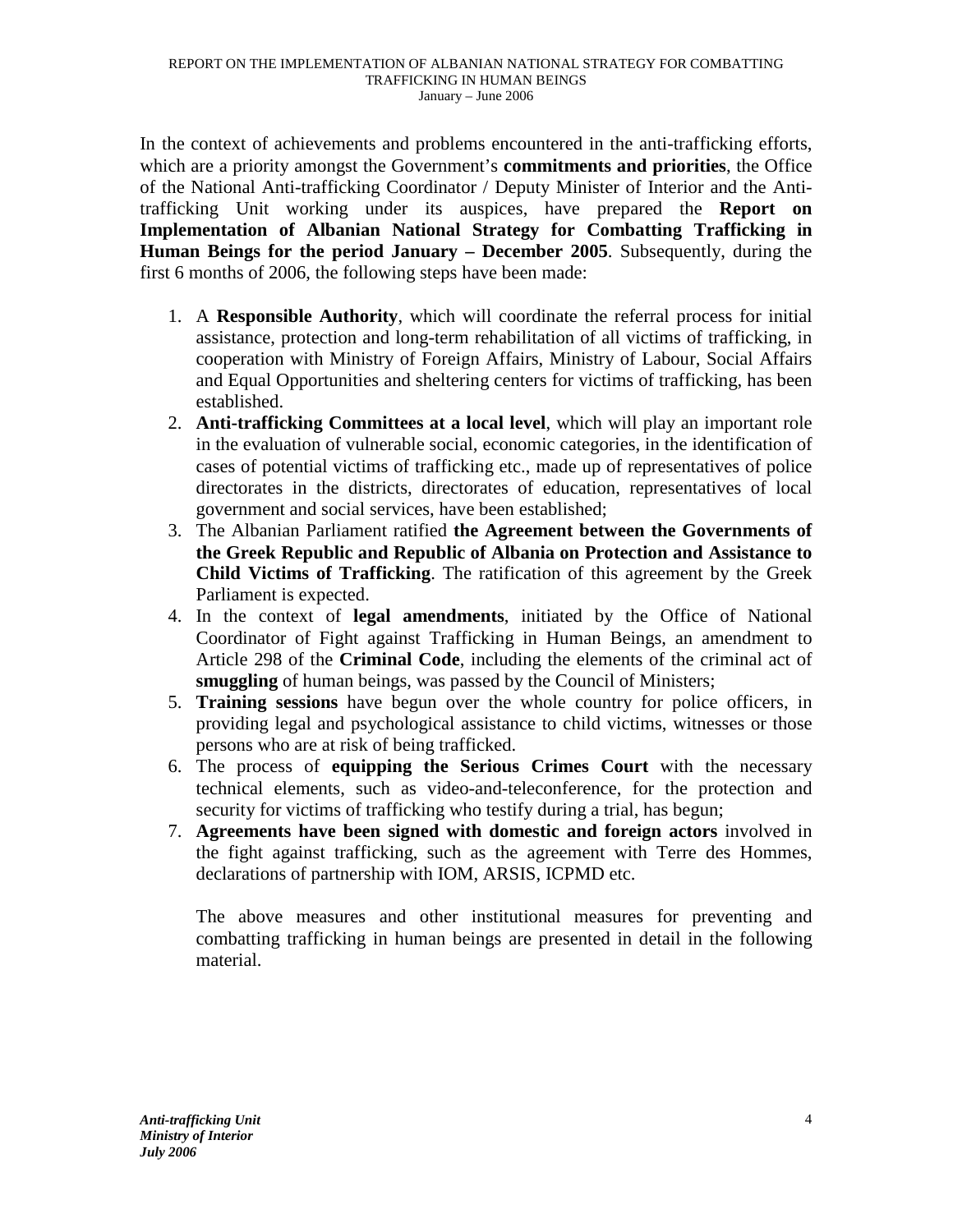In the context of achievements and problems encountered in the anti-trafficking efforts, which are a priority amongst the Government's **commitments and priorities**, the Office of the National Anti-trafficking Coordinator / Deputy Minister of Interior and the Anti-trafficking Unit working under its auspices, have prepared the **Report on Implementation of Albanian National Strategy for Combatting Trafficking in Human Beings for the period January – December 2005**. Subsequently, during the first 6 months of 2006, the following steps have been made:

1. A **Responsible Authority**, which will coordinate the referral process for initial assistance, protection and long-term rehabilitation of all victims of trafficking, in cooperation with Ministry of Foreign Affairs, Ministry of Labour, Social Affairs and Equal Opportunities and sheltering centers for victims of trafficking, has been established.
2. **Anti-trafficking Committees at a local level**, which will play an important role in the evaluation of vulnerable social, economic categories, in the identification of cases of potential victims of trafficking etc., made up of representatives of police directorates in the districts, directorates of education, representatives of local government and social services, have been established;
3. The Albanian Parliament ratified **the Agreement between the Governments of the Greek Republic and Republic of Albania on Protection and Assistance to Child Victims of Trafficking**. The ratification of this agreement by the Greek Parliament is expected.
4. In the context of **legal amendments**, initiated by the Office of National Coordinator of Fight against Trafficking in Human Beings, an amendment to Article 298 of the **Criminal Code**, including the elements of the criminal act of **smuggling** of human beings, was passed by the Council of Ministers;
5. **Training sessions** have begun over the whole country for police officers, in providing legal and psychological assistance to child victims, witnesses or those persons who are at risk of being trafficked.
6. The process of **equipping the Serious Crimes Court** with the necessary technical elements, such as video-and-teleconference, for the protection and security for victims of trafficking who testify during a trial, has begun;
7. **Agreements have been signed with domestic and foreign actors** involved in the fight against trafficking, such as the agreement with Terre des Hommes, declarations of partnership with IOM, ARSIS, ICPMD etc.

The above measures and other institutional measures for preventing and combatting trafficking in human beings are presented in detail in the following material.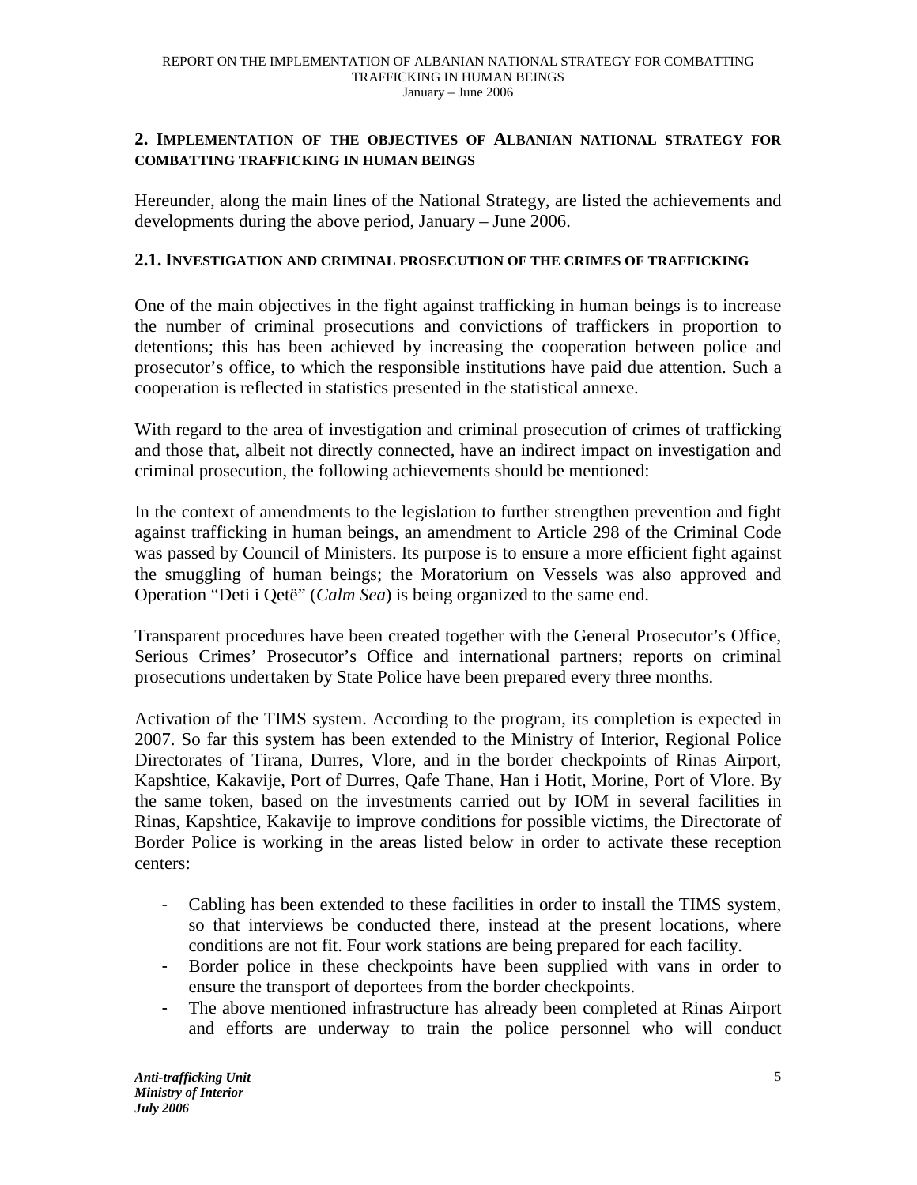## 2. Implementation of the objectives of Albanian national strategy for combatting trafficking in human beings

Hereunder, along the main lines of the National Strategy, are listed the achievements and developments during the above period, January – June 2006.

### 2.1. Investigation and criminal prosecution of the crimes of trafficking

One of the main objectives in the fight against trafficking in human beings is to increase the number of criminal prosecutions and convictions of traffickers in proportion to detentions; this has been achieved by increasing the cooperation between police and prosecutor's office, to which the responsible institutions have paid due attention. Such a cooperation is reflected in statistics presented in the statistical annexe.

With regard to the area of investigation and criminal prosecution of crimes of trafficking and those that, albeit not directly connected, have an indirect impact on investigation and criminal prosecution, the following achievements should be mentioned:

In the context of amendments to the legislation to further strengthen prevention and fight against trafficking in human beings, an amendment to Article 298 of the Criminal Code was passed by Council of Ministers. Its purpose is to ensure a more efficient fight against the smuggling of human beings; the Moratorium on Vessels was also approved and Operation "Deti i Qetë" (*Calm Sea*) is being organized to the same end.

Transparent procedures have been created together with the General Prosecutor's Office, Serious Crimes' Prosecutor's Office and international partners; reports on criminal prosecutions undertaken by State Police have been prepared every three months.

Activation of the TIMS system. According to the program, its completion is expected in 2007. So far this system has been extended to the Ministry of Interior, Regional Police Directorates of Tirana, Durres, Vlore, and in the border checkpoints of Rinas Airport, Kapshtice, Kakavije, Port of Durres, Qafe Thane, Han i Hotit, Morine, Port of Vlore. By the same token, based on the investments carried out by IOM in several facilities in Rinas, Kapshtice, Kakavije to improve conditions for possible victims, the Directorate of Border Police is working in the areas listed below in order to activate these reception centers:

- Cabling has been extended to these facilities in order to install the TIMS system, so that interviews be conducted there, instead at the present locations, where conditions are not fit. Four work stations are being prepared for each facility.
- Border police in these checkpoints have been supplied with vans in order to ensure the transport of deportees from the border checkpoints.
- The above mentioned infrastructure has already been completed at Rinas Airport and efforts are underway to train the police personnel who will conduct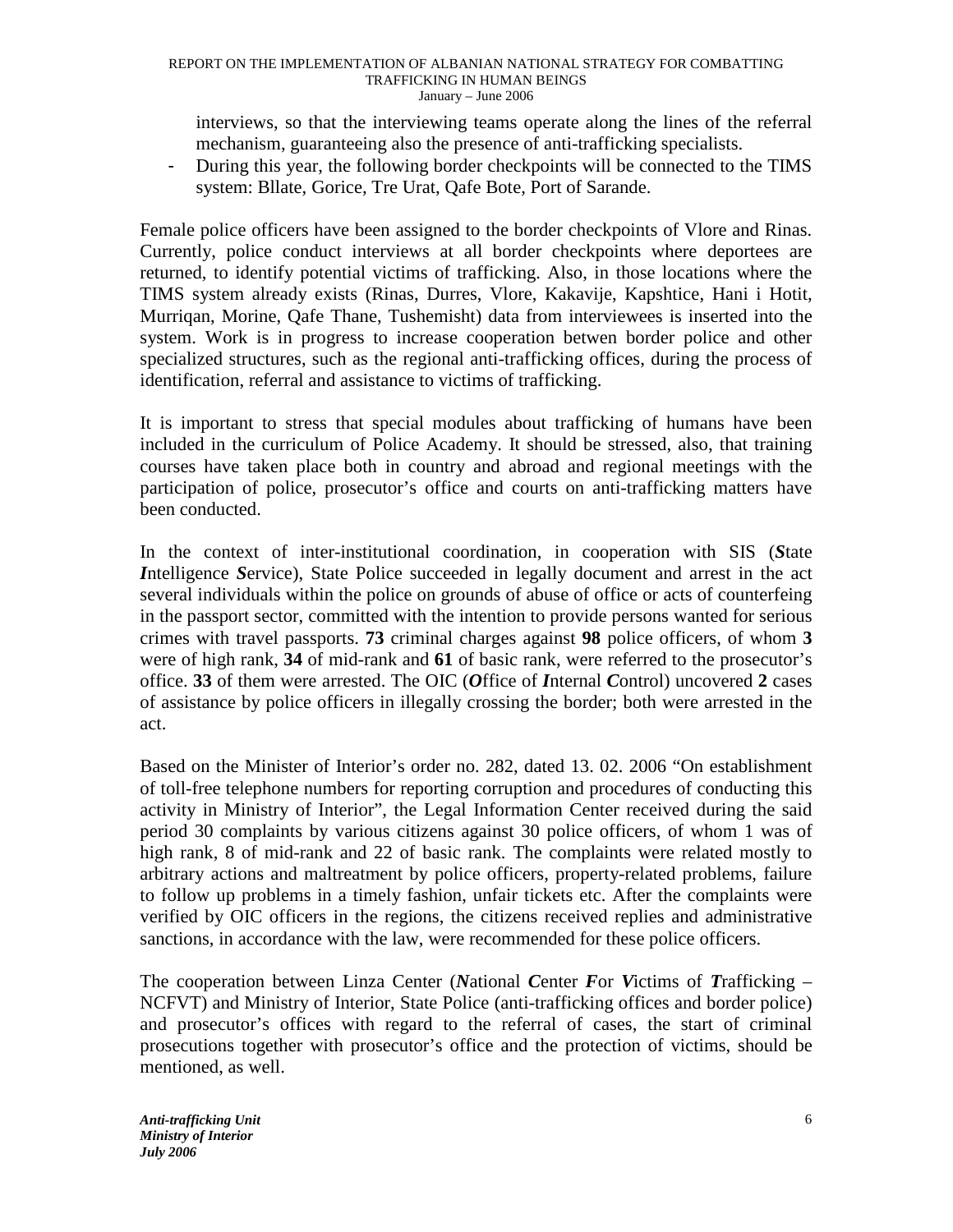interviews, so that the interviewing teams operate along the lines of the referral mechanism, guaranteeing also the presence of anti-trafficking specialists.

- During this year, the following border checkpoints will be connected to the TIMS system: Bllate, Gorice, Tre Urat, Qafe Bote, Port of Sarande.

Female police officers have been assigned to the border checkpoints of Vlore and Rinas. Currently, police conduct interviews at all border checkpoints where deportees are returned, to identify potential victims of trafficking. Also, in those locations where the TIMS system already exists (Rinas, Durres, Vlore, Kakavije, Kapshtice, Hani i Hotit, Murriqan, Morine, Qafe Thane, Tushemisht) data from interviewees is inserted into the system. Work is in progress to increase cooperation betwen border police and other specialized structures, such as the regional anti-trafficking offices, during the process of identification, referral and assistance to victims of trafficking.

It is important to stress that special modules about trafficking of humans have been included in the curriculum of Police Academy. It should be stressed, also, that training courses have taken place both in country and abroad and regional meetings with the participation of police, prosecutor's office and courts on anti-trafficking matters have been conducted.

In the context of inter-institutional coordination, in cooperation with SIS (***S***tate ***I***ntelligence ***S***ervice), State Police succeeded in legally document and arrest in the act several individuals within the police on grounds of abuse of office or acts of counterfeing in the passport sector, committed with the intention to provide persons wanted for serious crimes with travel passports. **73** criminal charges against **98** police officers, of whom **3** were of high rank, **34** of mid-rank and **61** of basic rank, were referred to the prosecutor's office. **33** of them were arrested. The OIC (***O***ffice of ***I***nternal ***C***ontrol) uncovered **2** cases of assistance by police officers in illegally crossing the border; both were arrested in the act.

Based on the Minister of Interior's order no. 282, dated 13. 02. 2006 "On establishment of toll-free telephone numbers for reporting corruption and procedures of conducting this activity in Ministry of Interior", the Legal Information Center received during the said period 30 complaints by various citizens against 30 police officers, of whom 1 was of high rank, 8 of mid-rank and 22 of basic rank. The complaints were related mostly to arbitrary actions and maltreatment by police officers, property-related problems, failure to follow up problems in a timely fashion, unfair tickets etc. After the complaints were verified by OIC officers in the regions, the citizens received replies and administrative sanctions, in accordance with the law, were recommended for these police officers.

The cooperation between Linza Center (***N***ational ***C***enter ***F***or ***V***ictims of ***T***rafficking – NCFVT) and Ministry of Interior, State Police (anti-trafficking offices and border police) and prosecutor's offices with regard to the referral of cases, the start of criminal prosecutions together with prosecutor's office and the protection of victims, should be mentioned, as well.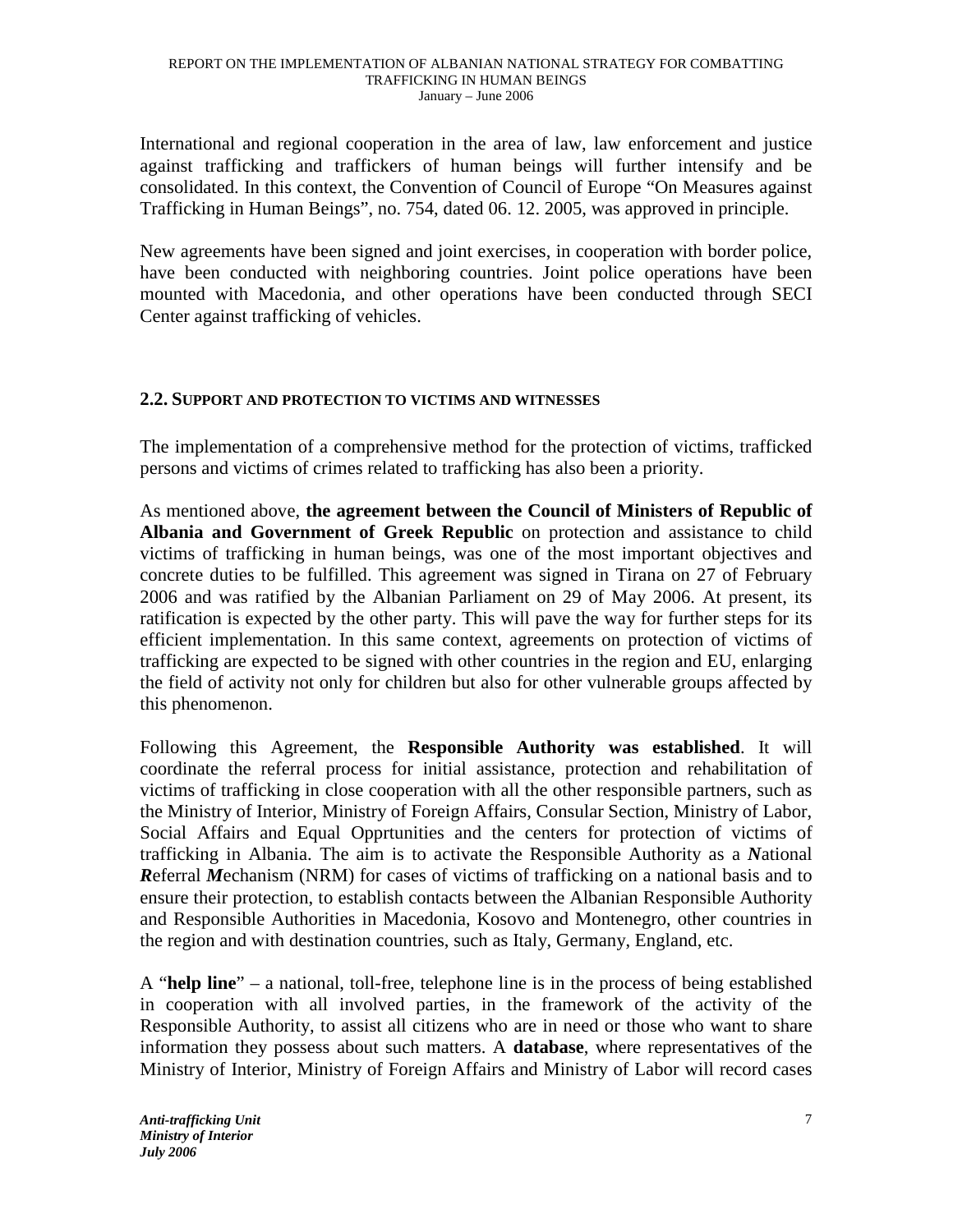International and regional cooperation in the area of law, law enforcement and justice against trafficking and traffickers of human beings will further intensify and be consolidated. In this context, the Convention of Council of Europe "On Measures against Trafficking in Human Beings", no. 754, dated 06. 12. 2005, was approved in principle.

New agreements have been signed and joint exercises, in cooperation with border police, have been conducted with neighboring countries. Joint police operations have been mounted with Macedonia, and other operations have been conducted through SECI Center against trafficking of vehicles.

### 2.2. SUPPORT AND PROTECTION TO VICTIMS AND WITNESSES

The implementation of a comprehensive method for the protection of victims, trafficked persons and victims of crimes related to trafficking has also been a priority.

As mentioned above, **the agreement between the Council of Ministers of Republic of Albania and Government of Greek Republic** on protection and assistance to child victims of trafficking in human beings, was one of the most important objectives and concrete duties to be fulfilled. This agreement was signed in Tirana on 27 of February 2006 and was ratified by the Albanian Parliament on 29 of May 2006. At present, its ratification is expected by the other party. This will pave the way for further steps for its efficient implementation. In this same context, agreements on protection of victims of trafficking are expected to be signed with other countries in the region and EU, enlarging the field of activity not only for children but also for other vulnerable groups affected by this phenomenon.

Following this Agreement, the **Responsible Authority was established**. It will coordinate the referral process for initial assistance, protection and rehabilitation of victims of trafficking in close cooperation with all the other responsible partners, such as the Ministry of Interior, Ministry of Foreign Affairs, Consular Section, Ministry of Labor, Social Affairs and Equal Opprtunities and the centers for protection of victims of trafficking in Albania. The aim is to activate the Responsible Authority as a ***N***ational ***R***eferral ***M***echanism (NRM) for cases of victims of trafficking on a national basis and to ensure their protection, to establish contacts between the Albanian Responsible Authority and Responsible Authorities in Macedonia, Kosovo and Montenegro, other countries in the region and with destination countries, such as Italy, Germany, England, etc.

A "**help line**" – a national, toll-free, telephone line is in the process of being established in cooperation with all involved parties, in the framework of the activity of the Responsible Authority, to assist all citizens who are in need or those who want to share information they possess about such matters. A **database**, where representatives of the Ministry of Interior, Ministry of Foreign Affairs and Ministry of Labor will record cases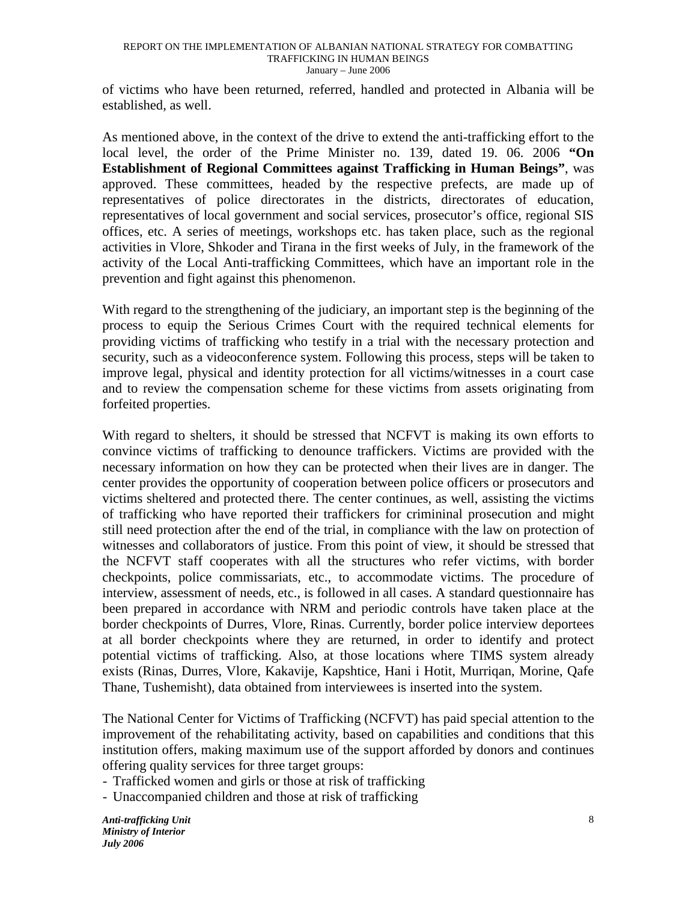of victims who have been returned, referred, handled and protected in Albania will be established, as well.

As mentioned above, in the context of the drive to extend the anti-trafficking effort to the local level, the order of the Prime Minister no. 139, dated 19. 06. 2006 **"On Establishment of Regional Committees against Trafficking in Human Beings"**, was approved. These committees, headed by the respective prefects, are made up of representatives of police directorates in the districts, directorates of education, representatives of local government and social services, prosecutor's office, regional SIS offices, etc. A series of meetings, workshops etc. has taken place, such as the regional activities in Vlore, Shkoder and Tirana in the first weeks of July, in the framework of the activity of the Local Anti-trafficking Committees, which have an important role in the prevention and fight against this phenomenon.

With regard to the strengthening of the judiciary, an important step is the beginning of the process to equip the Serious Crimes Court with the required technical elements for providing victims of trafficking who testify in a trial with the necessary protection and security, such as a videoconference system. Following this process, steps will be taken to improve legal, physical and identity protection for all victims/witnesses in a court case and to review the compensation scheme for these victims from assets originating from forfeited properties.

With regard to shelters, it should be stressed that NCFVT is making its own efforts to convince victims of trafficking to denounce traffickers. Victims are provided with the necessary information on how they can be protected when their lives are in danger. The center provides the opportunity of cooperation between police officers or prosecutors and victims sheltered and protected there. The center continues, as well, assisting the victims of trafficking who have reported their traffickers for crimininal prosecution and might still need protection after the end of the trial, in compliance with the law on protection of witnesses and collaborators of justice. From this point of view, it should be stressed that the NCFVT staff cooperates with all the structures who refer victims, with border checkpoints, police commissariats, etc., to accommodate victims. The procedure of interview, assessment of needs, etc., is followed in all cases. A standard questionnaire has been prepared in accordance with NRM and periodic controls have taken place at the border checkpoints of Durres, Vlore, Rinas. Currently, border police interview deportees at all border checkpoints where they are returned, in order to identify and protect potential victims of trafficking. Also, at those locations where TIMS system already exists (Rinas, Durres, Vlore, Kakavije, Kapshtice, Hani i Hotit, Murriqan, Morine, Qafe Thane, Tushemisht), data obtained from interviewees is inserted into the system.

The National Center for Victims of Trafficking (NCFVT) has paid special attention to the improvement of the rehabilitating activity, based on capabilities and conditions that this institution offers, making maximum use of the support afforded by donors and continues offering quality services for three target groups:

- Trafficked women and girls or those at risk of trafficking
- Unaccompanied children and those at risk of trafficking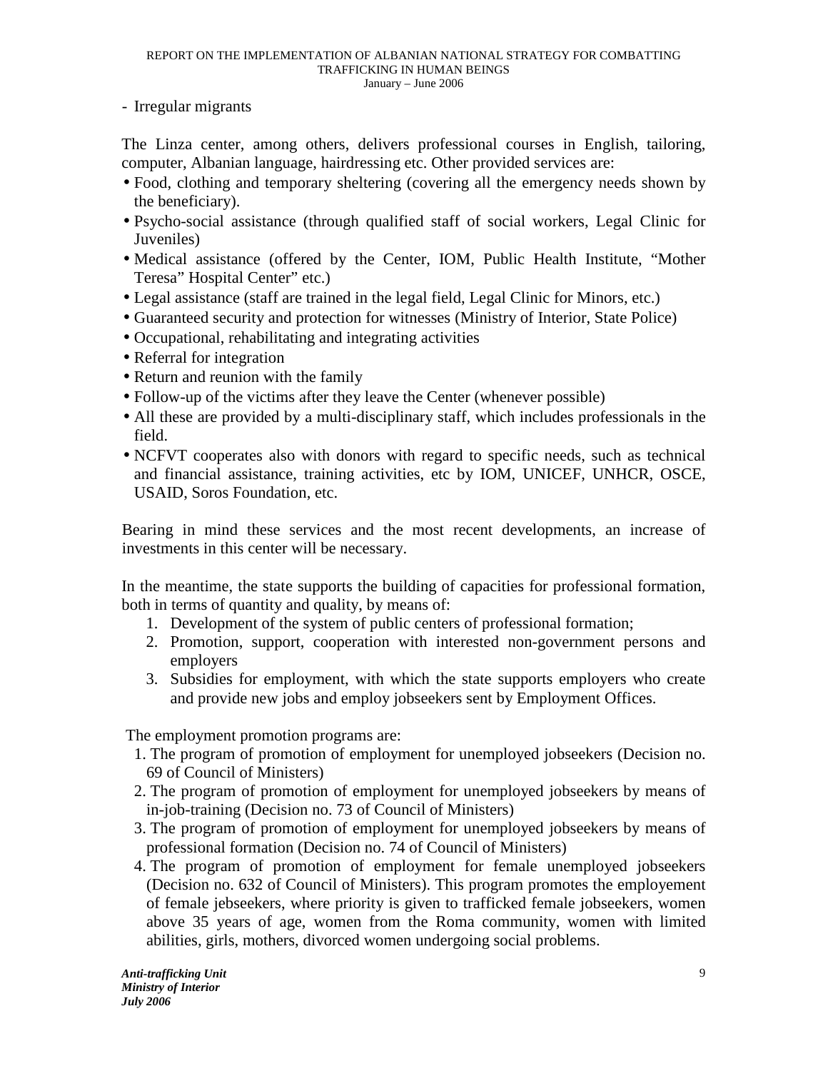- Irregular migrants

The Linza center, among others, delivers professional courses in English, tailoring, computer, Albanian language, hairdressing etc. Other provided services are:

- Food, clothing and temporary sheltering (covering all the emergency needs shown by the beneficiary).
- Psycho-social assistance (through qualified staff of social workers, Legal Clinic for Juveniles)
- Medical assistance (offered by the Center, IOM, Public Health Institute, "Mother Teresa" Hospital Center" etc.)
- Legal assistance (staff are trained in the legal field, Legal Clinic for Minors, etc.)
- Guaranteed security and protection for witnesses (Ministry of Interior, State Police)
- Occupational, rehabilitating and integrating activities
- Referral for integration
- Return and reunion with the family
- Follow-up of the victims after they leave the Center (whenever possible)
- All these are provided by a multi-disciplinary staff, which includes professionals in the field.
- NCFVT cooperates also with donors with regard to specific needs, such as technical and financial assistance, training activities, etc by IOM, UNICEF, UNHCR, OSCE, USAID, Soros Foundation, etc.

Bearing in mind these services and the most recent developments, an increase of investments in this center will be necessary.

In the meantime, the state supports the building of capacities for professional formation, both in terms of quantity and quality, by means of:

1. Development of the system of public centers of professional formation;
2. Promotion, support, cooperation with interested non-government persons and employers
3. Subsidies for employment, with which the state supports employers who create and provide new jobs and employ jobseekers sent by Employment Offices.

The employment promotion programs are:

1. The program of promotion of employment for unemployed jobseekers (Decision no. 69 of Council of Ministers)
2. The program of promotion of employment for unemployed jobseekers by means of in-job-training (Decision no. 73 of Council of Ministers)
3. The program of promotion of employment for unemployed jobseekers by means of professional formation (Decision no. 74 of Council of Ministers)
4. The program of promotion of employment for female unemployed jobseekers (Decision no. 632 of Council of Ministers). This program promotes the employement of female jebseekers, where priority is given to trafficked female jobseekers, women above 35 years of age, women from the Roma community, women with limited abilities, girls, mothers, divorced women undergoing social problems.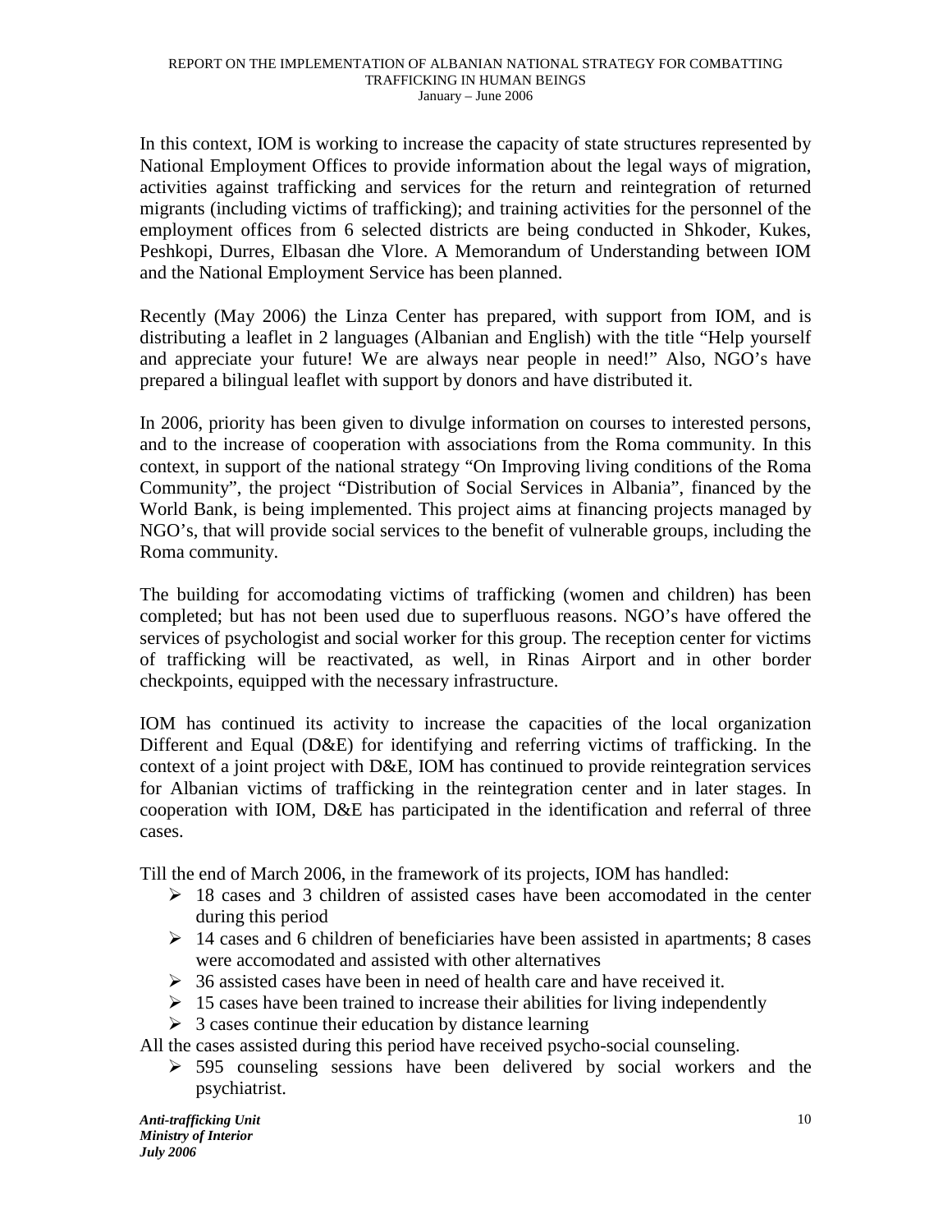In this context, IOM is working to increase the capacity of state structures represented by National Employment Offices to provide information about the legal ways of migration, activities against trafficking and services for the return and reintegration of returned migrants (including victims of trafficking); and training activities for the personnel of the employment offices from 6 selected districts are being conducted in Shkoder, Kukes, Peshkopi, Durres, Elbasan dhe Vlore. A Memorandum of Understanding between IOM and the National Employment Service has been planned.

Recently (May 2006) the Linza Center has prepared, with support from IOM, and is distributing a leaflet in 2 languages (Albanian and English) with the title "Help yourself and appreciate your future! We are always near people in need!" Also, NGO's have prepared a bilingual leaflet with support by donors and have distributed it.

In 2006, priority has been given to divulge information on courses to interested persons, and to the increase of cooperation with associations from the Roma community. In this context, in support of the national strategy "On Improving living conditions of the Roma Community", the project "Distribution of Social Services in Albania", financed by the World Bank, is being implemented. This project aims at financing projects managed by NGO's, that will provide social services to the benefit of vulnerable groups, including the Roma community.

The building for accomodating victims of trafficking (women and children) has been completed; but has not been used due to superfluous reasons. NGO's have offered the services of psychologist and social worker for this group. The reception center for victims of trafficking will be reactivated, as well, in Rinas Airport and in other border checkpoints, equipped with the necessary infrastructure.

IOM has continued its activity to increase the capacities of the local organization Different and Equal (D&E) for identifying and referring victims of trafficking. In the context of a joint project with D&E, IOM has continued to provide reintegration services for Albanian victims of trafficking in the reintegration center and in later stages. In cooperation with IOM, D&E has participated in the identification and referral of three cases.

Till the end of March 2006, in the framework of its projects, IOM has handled:

- 18 cases and 3 children of assisted cases have been accomodated in the center during this period
- 14 cases and 6 children of beneficiaries have been assisted in apartments; 8 cases were accomodated and assisted with other alternatives
- 36 assisted cases have been in need of health care and have received it.
- 15 cases have been trained to increase their abilities for living independently
- 3 cases continue their education by distance learning

All the cases assisted during this period have received psycho-social counseling.

- 595 counseling sessions have been delivered by social workers and the psychiatrist.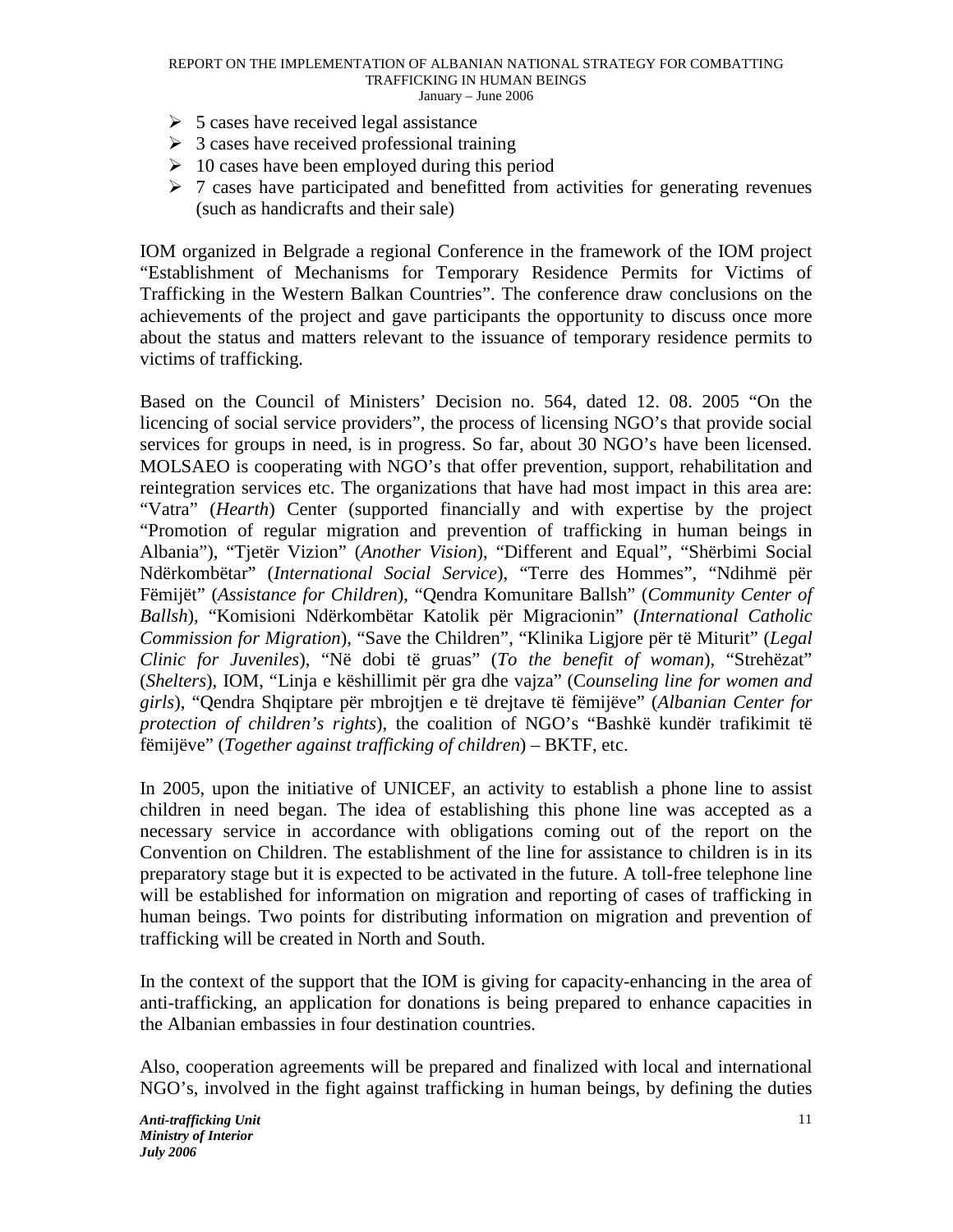- 5 cases have received legal assistance
- 3 cases have received professional training
- 10 cases have been employed during this period
- 7 cases have participated and benefitted from activities for generating revenues (such as handicrafts and their sale)

IOM organized in Belgrade a regional Conference in the framework of the IOM project "Establishment of Mechanisms for Temporary Residence Permits for Victims of Trafficking in the Western Balkan Countries". The conference draw conclusions on the achievements of the project and gave participants the opportunity to discuss once more about the status and matters relevant to the issuance of temporary residence permits to victims of trafficking.

Based on the Council of Ministers' Decision no. 564, dated 12. 08. 2005 "On the licencing of social service providers", the process of licensing NGO's that provide social services for groups in need, is in progress. So far, about 30 NGO's have been licensed. MOLSAEO is cooperating with NGO's that offer prevention, support, rehabilitation and reintegration services etc. The organizations that have had most impact in this area are: "Vatra" (*Hearth*) Center (supported financially and with expertise by the project "Promotion of regular migration and prevention of trafficking in human beings in Albania"), "Tjetër Vizion" (*Another Vision*), "Different and Equal", "Shërbimi Social Ndërkombëtar" (*International Social Service*), "Terre des Hommes", "Ndihmë për Fëmijët" (*Assistance for Children*), "Qendra Komunitare Ballsh" (*Community Center of Ballsh*), "Komisioni Ndërkombëtar Katolik për Migracionin" (*International Catholic Commission for Migration*), "Save the Children", "Klinika Ligjore për të Miturit" (*Legal Clinic for Juveniles*), "Në dobi të gruas" (*To the benefit of woman*), "Strehëzat" (*Shelters*), IOM, "Linja e këshillimit për gra dhe vajza" (C*ounseling line for women and girls*), "Qendra Shqiptare për mbrojtjen e të drejtave të fëmijëve" (*Albanian Center for protection of children's rights*), the coalition of NGO's "Bashkë kundër trafikimit të fëmijëve" (*Together against trafficking of children*) – BKTF, etc.

In 2005, upon the initiative of UNICEF, an activity to establish a phone line to assist children in need began. The idea of establishing this phone line was accepted as a necessary service in accordance with obligations coming out of the report on the Convention on Children. The establishment of the line for assistance to children is in its preparatory stage but it is expected to be activated in the future. A toll-free telephone line will be established for information on migration and reporting of cases of trafficking in human beings. Two points for distributing information on migration and prevention of trafficking will be created in North and South.

In the context of the support that the IOM is giving for capacity-enhancing in the area of anti-trafficking, an application for donations is being prepared to enhance capacities in the Albanian embassies in four destination countries.

Also, cooperation agreements will be prepared and finalized with local and international NGO's, involved in the fight against trafficking in human beings, by defining the duties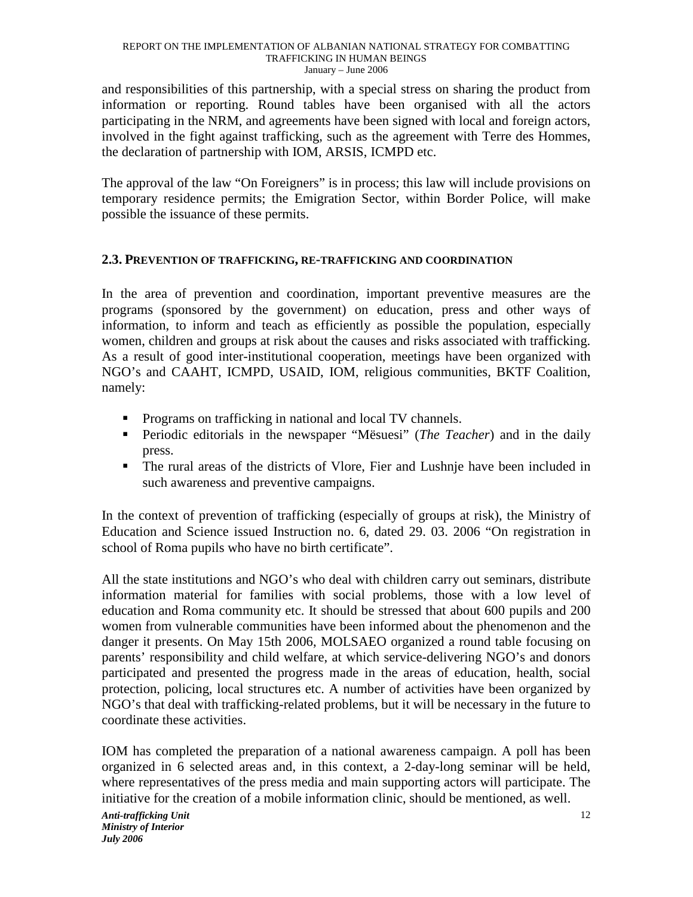and responsibilities of this partnership, with a special stress on sharing the product from information or reporting. Round tables have been organised with all the actors participating in the NRM, and agreements have been signed with local and foreign actors, involved in the fight against trafficking, such as the agreement with Terre des Hommes, the declaration of partnership with IOM, ARSIS, ICMPD etc.

The approval of the law "On Foreigners" is in process; this law will include provisions on temporary residence permits; the Emigration Sector, within Border Police, will make possible the issuance of these permits.

### 2.3. PREVENTION OF TRAFFICKING, RE-TRAFFICKING AND COORDINATION

In the area of prevention and coordination, important preventive measures are the programs (sponsored by the government) on education, press and other ways of information, to inform and teach as efficiently as possible the population, especially women, children and groups at risk about the causes and risks associated with trafficking. As a result of good inter-institutional cooperation, meetings have been organized with NGO's and CAAHT, ICMPD, USAID, IOM, religious communities, BKTF Coalition, namely:

- Programs on trafficking in national and local TV channels.
- Periodic editorials in the newspaper "Mësuesi" (*The Teacher*) and in the daily press.
- The rural areas of the districts of Vlore, Fier and Lushnje have been included in such awareness and preventive campaigns.

In the context of prevention of trafficking (especially of groups at risk), the Ministry of Education and Science issued Instruction no. 6, dated 29. 03. 2006 "On registration in school of Roma pupils who have no birth certificate".

All the state institutions and NGO's who deal with children carry out seminars, distribute information material for families with social problems, those with a low level of education and Roma community etc. It should be stressed that about 600 pupils and 200 women from vulnerable communities have been informed about the phenomenon and the danger it presents. On May 15th 2006, MOLSAEO organized a round table focusing on parents' responsibility and child welfare, at which service-delivering NGO's and donors participated and presented the progress made in the areas of education, health, social protection, policing, local structures etc. A number of activities have been organized by NGO's that deal with trafficking-related problems, but it will be necessary in the future to coordinate these activities.

IOM has completed the preparation of a national awareness campaign. A poll has been organized in 6 selected areas and, in this context, a 2-day-long seminar will be held, where representatives of the press media and main supporting actors will participate. The initiative for the creation of a mobile information clinic, should be mentioned, as well.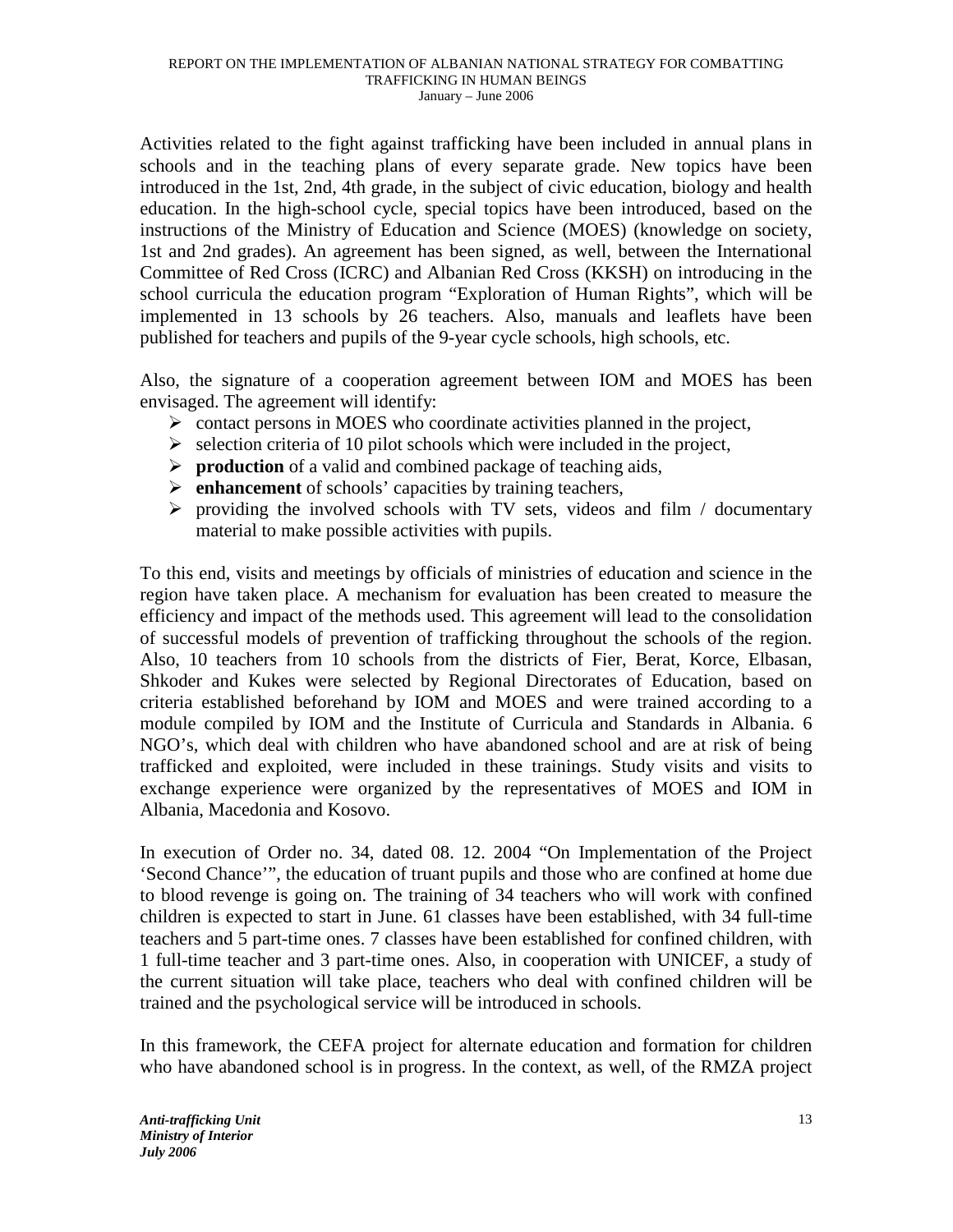Activities related to the fight against trafficking have been included in annual plans in schools and in the teaching plans of every separate grade. New topics have been introduced in the 1st, 2nd, 4th grade, in the subject of civic education, biology and health education. In the high-school cycle, special topics have been introduced, based on the instructions of the Ministry of Education and Science (MOES) (knowledge on society, 1st and 2nd grades). An agreement has been signed, as well, between the International Committee of Red Cross (ICRC) and Albanian Red Cross (KKSH) on introducing in the school curricula the education program "Exploration of Human Rights", which will be implemented in 13 schools by 26 teachers. Also, manuals and leaflets have been published for teachers and pupils of the 9-year cycle schools, high schools, etc.

Also, the signature of a cooperation agreement between IOM and MOES has been envisaged. The agreement will identify:

- contact persons in MOES who coordinate activities planned in the project,
- selection criteria of 10 pilot schools which were included in the project,
- **production** of a valid and combined package of teaching aids,
- **enhancement** of schools' capacities by training teachers,
- providing the involved schools with TV sets, videos and film / documentary material to make possible activities with pupils.

To this end, visits and meetings by officials of ministries of education and science in the region have taken place. A mechanism for evaluation has been created to measure the efficiency and impact of the methods used. This agreement will lead to the consolidation of successful models of prevention of trafficking throughout the schools of the region. Also, 10 teachers from 10 schools from the districts of Fier, Berat, Korce, Elbasan, Shkoder and Kukes were selected by Regional Directorates of Education, based on criteria established beforehand by IOM and MOES and were trained according to a module compiled by IOM and the Institute of Curricula and Standards in Albania. 6 NGO's, which deal with children who have abandoned school and are at risk of being trafficked and exploited, were included in these trainings. Study visits and visits to exchange experience were organized by the representatives of MOES and IOM in Albania, Macedonia and Kosovo.

In execution of Order no. 34, dated 08. 12. 2004 "On Implementation of the Project 'Second Chance'", the education of truant pupils and those who are confined at home due to blood revenge is going on. The training of 34 teachers who will work with confined children is expected to start in June. 61 classes have been established, with 34 full-time teachers and 5 part-time ones. 7 classes have been established for confined children, with 1 full-time teacher and 3 part-time ones. Also, in cooperation with UNICEF, a study of the current situation will take place, teachers who deal with confined children will be trained and the psychological service will be introduced in schools.

In this framework, the CEFA project for alternate education and formation for children who have abandoned school is in progress. In the context, as well, of the RMZA project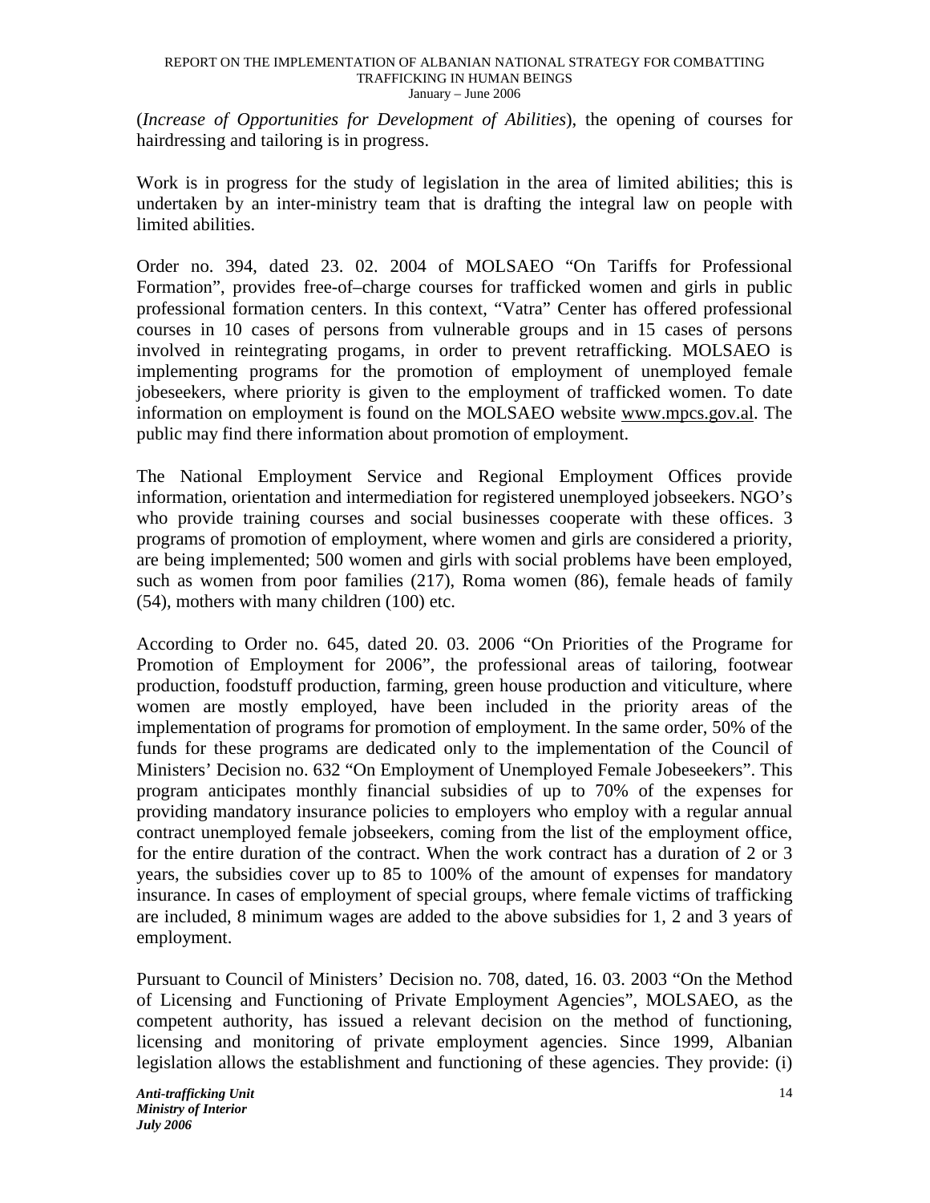(*Increase of Opportunities for Development of Abilities*), the opening of courses for hairdressing and tailoring is in progress.

Work is in progress for the study of legislation in the area of limited abilities; this is undertaken by an inter-ministry team that is drafting the integral law on people with limited abilities.

Order no. 394, dated 23. 02. 2004 of MOLSAEO "On Tariffs for Professional Formation", provides free-of–charge courses for trafficked women and girls in public professional formation centers. In this context, "Vatra" Center has offered professional courses in 10 cases of persons from vulnerable groups and in 15 cases of persons involved in reintegrating progams, in order to prevent retrafficking. MOLSAEO is implementing programs for the promotion of employment of unemployed female jobeseekers, where priority is given to the employment of trafficked women. To date information on employment is found on the MOLSAEO website www.mpcs.gov.al. The public may find there information about promotion of employment.

The National Employment Service and Regional Employment Offices provide information, orientation and intermediation for registered unemployed jobseekers. NGO's who provide training courses and social businesses cooperate with these offices. 3 programs of promotion of employment, where women and girls are considered a priority, are being implemented; 500 women and girls with social problems have been employed, such as women from poor families (217), Roma women (86), female heads of family (54), mothers with many children (100) etc.

According to Order no. 645, dated 20. 03. 2006 "On Priorities of the Programe for Promotion of Employment for 2006", the professional areas of tailoring, footwear production, foodstuff production, farming, green house production and viticulture, where women are mostly employed, have been included in the priority areas of the implementation of programs for promotion of employment. In the same order, 50% of the funds for these programs are dedicated only to the implementation of the Council of Ministers' Decision no. 632 "On Employment of Unemployed Female Jobeseekers". This program anticipates monthly financial subsidies of up to 70% of the expenses for providing mandatory insurance policies to employers who employ with a regular annual contract unemployed female jobseekers, coming from the list of the employment office, for the entire duration of the contract. When the work contract has a duration of 2 or 3 years, the subsidies cover up to 85 to 100% of the amount of expenses for mandatory insurance. In cases of employment of special groups, where female victims of trafficking are included, 8 minimum wages are added to the above subsidies for 1, 2 and 3 years of employment.

Pursuant to Council of Ministers' Decision no. 708, dated, 16. 03. 2003 "On the Method of Licensing and Functioning of Private Employment Agencies", MOLSAEO, as the competent authority, has issued a relevant decision on the method of functioning, licensing and monitoring of private employment agencies. Since 1999, Albanian legislation allows the establishment and functioning of these agencies. They provide: (i)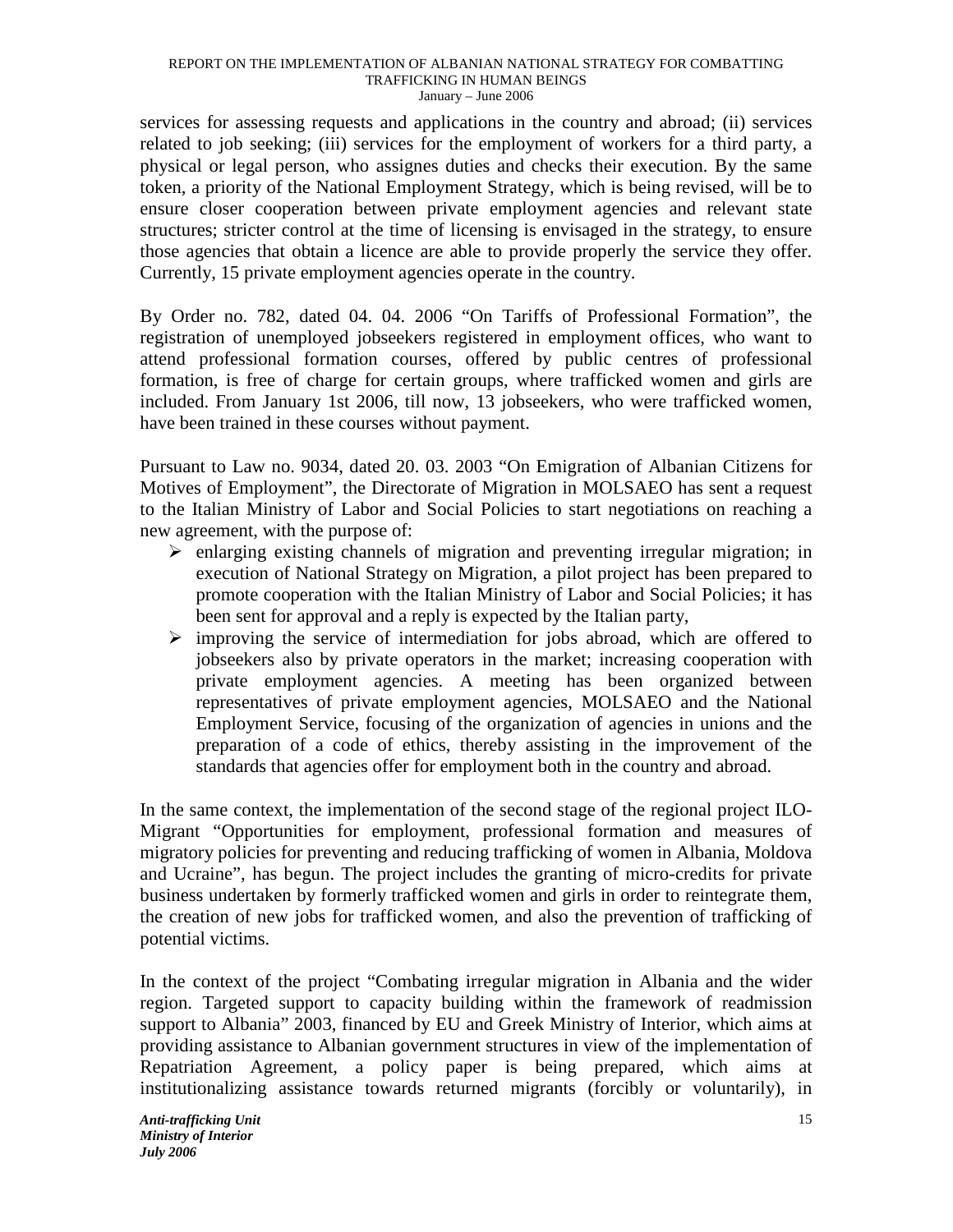services for assessing requests and applications in the country and abroad; (ii) services related to job seeking; (iii) services for the employment of workers for a third party, a physical or legal person, who assignes duties and checks their execution. By the same token, a priority of the National Employment Strategy, which is being revised, will be to ensure closer cooperation between private employment agencies and relevant state structures; stricter control at the time of licensing is envisaged in the strategy, to ensure those agencies that obtain a licence are able to provide properly the service they offer. Currently, 15 private employment agencies operate in the country.

By Order no. 782, dated 04. 04. 2006 "On Tariffs of Professional Formation", the registration of unemployed jobseekers registered in employment offices, who want to attend professional formation courses, offered by public centres of professional formation, is free of charge for certain groups, where trafficked women and girls are included. From January 1st 2006, till now, 13 jobseekers, who were trafficked women, have been trained in these courses without payment.

Pursuant to Law no. 9034, dated 20. 03. 2003 "On Emigration of Albanian Citizens for Motives of Employment", the Directorate of Migration in MOLSAEO has sent a request to the Italian Ministry of Labor and Social Policies to start negotiations on reaching a new agreement, with the purpose of:

- enlarging existing channels of migration and preventing irregular migration; in execution of National Strategy on Migration, a pilot project has been prepared to promote cooperation with the Italian Ministry of Labor and Social Policies; it has been sent for approval and a reply is expected by the Italian party,
- improving the service of intermediation for jobs abroad, which are offered to jobseekers also by private operators in the market; increasing cooperation with private employment agencies. A meeting has been organized between representatives of private employment agencies, MOLSAEO and the National Employment Service, focusing of the organization of agencies in unions and the preparation of a code of ethics, thereby assisting in the improvement of the standards that agencies offer for employment both in the country and abroad.

In the same context, the implementation of the second stage of the regional project ILO-Migrant "Opportunities for employment, professional formation and measures of migratory policies for preventing and reducing trafficking of women in Albania, Moldova and Ucraine", has begun. The project includes the granting of micro-credits for private business undertaken by formerly trafficked women and girls in order to reintegrate them, the creation of new jobs for trafficked women, and also the prevention of trafficking of potential victims.

In the context of the project "Combating irregular migration in Albania and the wider region. Targeted support to capacity building within the framework of readmission support to Albania" 2003, financed by EU and Greek Ministry of Interior, which aims at providing assistance to Albanian government structures in view of the implementation of Repatriation Agreement, a policy paper is being prepared, which aims at institutionalizing assistance towards returned migrants (forcibly or voluntarily), in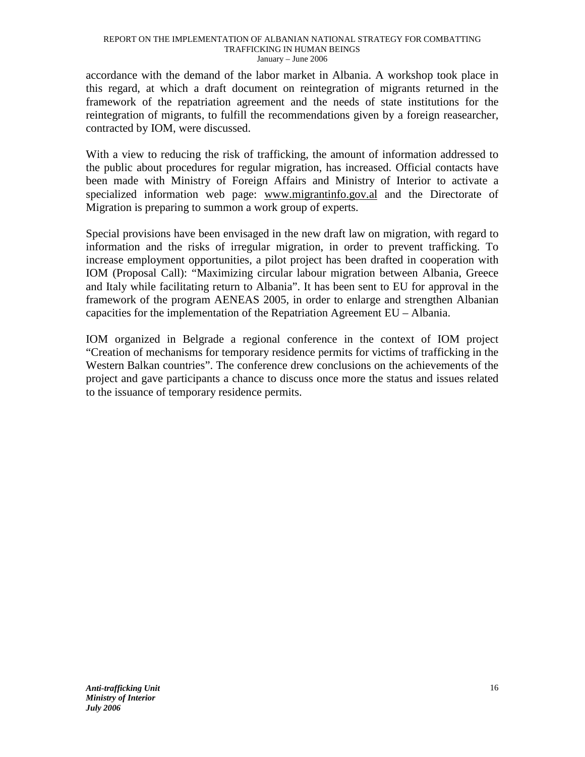accordance with the demand of the labor market in Albania. A workshop took place in this regard, at which a draft document on reintegration of migrants returned in the framework of the repatriation agreement and the needs of state institutions for the reintegration of migrants, to fulfill the recommendations given by a foreign reasearcher, contracted by IOM, were discussed.

With a view to reducing the risk of trafficking, the amount of information addressed to the public about procedures for regular migration, has increased. Official contacts have been made with Ministry of Foreign Affairs and Ministry of Interior to activate a specialized information web page: www.migrantinfo.gov.al and the Directorate of Migration is preparing to summon a work group of experts.

Special provisions have been envisaged in the new draft law on migration, with regard to information and the risks of irregular migration, in order to prevent trafficking. To increase employment opportunities, a pilot project has been drafted in cooperation with IOM (Proposal Call): "Maximizing circular labour migration between Albania, Greece and Italy while facilitating return to Albania". It has been sent to EU for approval in the framework of the program AENEAS 2005, in order to enlarge and strengthen Albanian capacities for the implementation of the Repatriation Agreement EU – Albania.

IOM organized in Belgrade a regional conference in the context of IOM project "Creation of mechanisms for temporary residence permits for victims of trafficking in the Western Balkan countries". The conference drew conclusions on the achievements of the project and gave participants a chance to discuss once more the status and issues related to the issuance of temporary residence permits.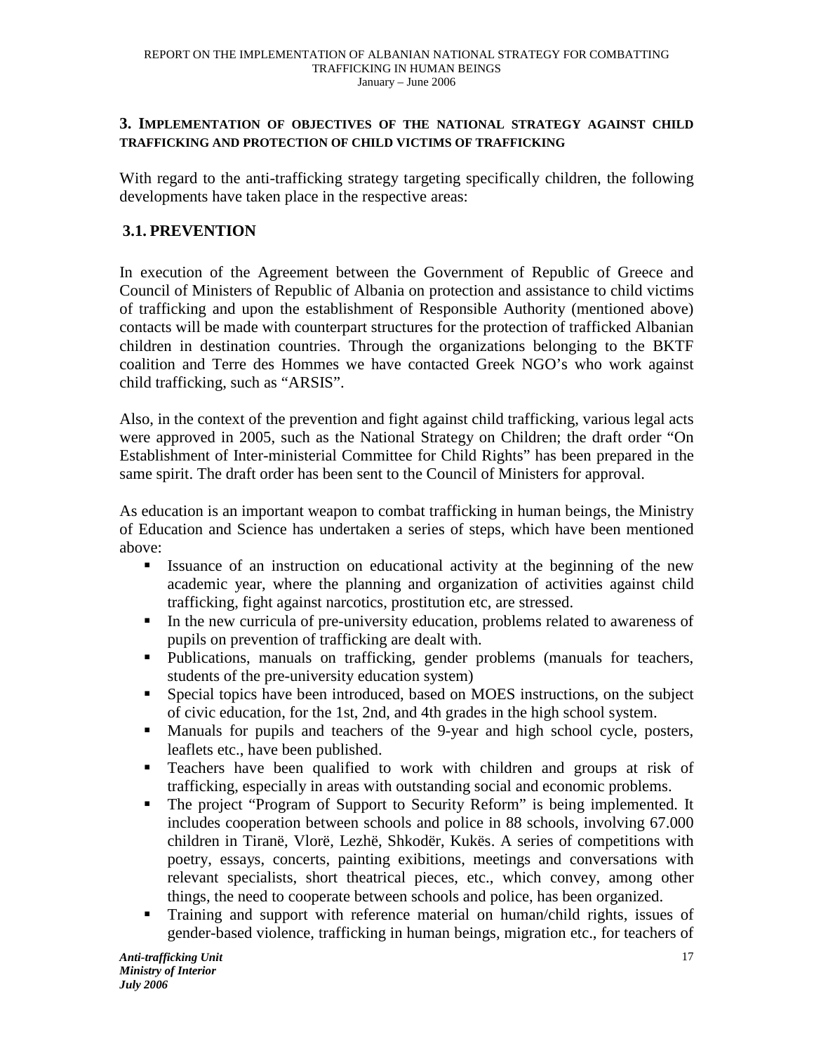## 3. Implementation of objectives of the national strategy against child trafficking and protection of child victims of trafficking

With regard to the anti-trafficking strategy targeting specifically children, the following developments have taken place in the respective areas:

### 3.1. PREVENTION

In execution of the Agreement between the Government of Republic of Greece and Council of Ministers of Republic of Albania on protection and assistance to child victims of trafficking and upon the establishment of Responsible Authority (mentioned above) contacts will be made with counterpart structures for the protection of trafficked Albanian children in destination countries. Through the organizations belonging to the BKTF coalition and Terre des Hommes we have contacted Greek NGO's who work against child trafficking, such as "ARSIS".

Also, in the context of the prevention and fight against child trafficking, various legal acts were approved in 2005, such as the National Strategy on Children; the draft order "On Establishment of Inter-ministerial Committee for Child Rights" has been prepared in the same spirit. The draft order has been sent to the Council of Ministers for approval.

As education is an important weapon to combat trafficking in human beings, the Ministry of Education and Science has undertaken a series of steps, which have been mentioned above:

- Issuance of an instruction on educational activity at the beginning of the new academic year, where the planning and organization of activities against child trafficking, fight against narcotics, prostitution etc, are stressed.
- In the new curricula of pre-university education, problems related to awareness of pupils on prevention of trafficking are dealt with.
- Publications, manuals on trafficking, gender problems (manuals for teachers, students of the pre-university education system)
- Special topics have been introduced, based on MOES instructions, on the subject of civic education, for the 1st, 2nd, and 4th grades in the high school system.
- Manuals for pupils and teachers of the 9-year and high school cycle, posters, leaflets etc., have been published.
- Teachers have been qualified to work with children and groups at risk of trafficking, especially in areas with outstanding social and economic problems.
- The project "Program of Support to Security Reform" is being implemented. It includes cooperation between schools and police in 88 schools, involving 67.000 children in Tiranë, Vlorë, Lezhë, Shkodër, Kukës. A series of competitions with poetry, essays, concerts, painting exibitions, meetings and conversations with relevant specialists, short theatrical pieces, etc., which convey, among other things, the need to cooperate between schools and police, has been organized.
- Training and support with reference material on human/child rights, issues of gender-based violence, trafficking in human beings, migration etc., for teachers of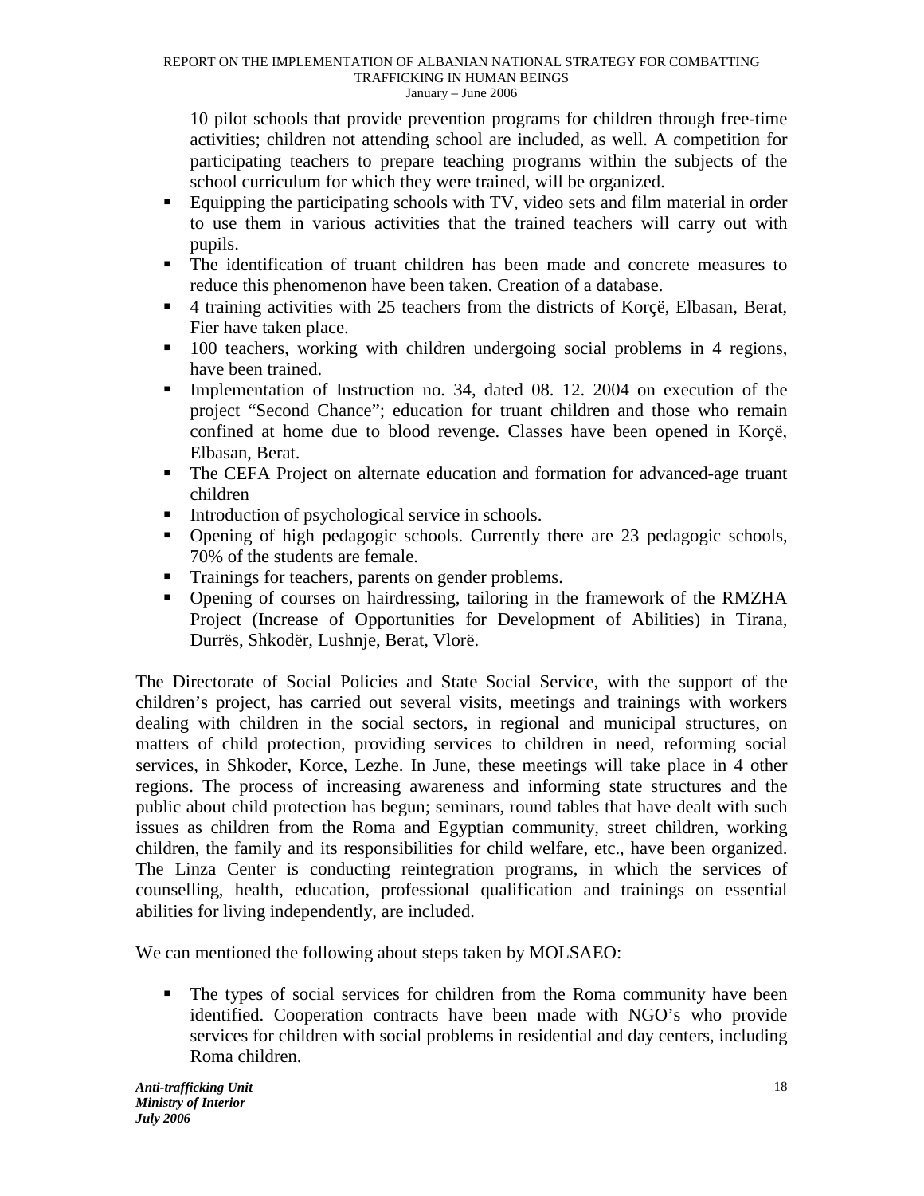10 pilot schools that provide prevention programs for children through free-time activities; children not attending school are included, as well. A competition for participating teachers to prepare teaching programs within the subjects of the school curriculum for which they were trained, will be organized.

- Equipping the participating schools with TV, video sets and film material in order to use them in various activities that the trained teachers will carry out with pupils.
- The identification of truant children has been made and concrete measures to reduce this phenomenon have been taken. Creation of a database.
- 4 training activities with 25 teachers from the districts of Korçë, Elbasan, Berat, Fier have taken place.
- 100 teachers, working with children undergoing social problems in 4 regions, have been trained.
- Implementation of Instruction no. 34, dated 08. 12. 2004 on execution of the project "Second Chance"; education for truant children and those who remain confined at home due to blood revenge. Classes have been opened in Korçë, Elbasan, Berat.
- The CEFA Project on alternate education and formation for advanced-age truant children
- Introduction of psychological service in schools.
- Opening of high pedagogic schools. Currently there are 23 pedagogic schools, 70% of the students are female.
- Trainings for teachers, parents on gender problems.
- Opening of courses on hairdressing, tailoring in the framework of the RMZHA Project (Increase of Opportunities for Development of Abilities) in Tirana, Durrës, Shkodër, Lushnje, Berat, Vlorë.

The Directorate of Social Policies and State Social Service, with the support of the children's project, has carried out several visits, meetings and trainings with workers dealing with children in the social sectors, in regional and municipal structures, on matters of child protection, providing services to children in need, reforming social services, in Shkoder, Korce, Lezhe. In June, these meetings will take place in 4 other regions. The process of increasing awareness and informing state structures and the public about child protection has begun; seminars, round tables that have dealt with such issues as children from the Roma and Egyptian community, street children, working children, the family and its responsibilities for child welfare, etc., have been organized. The Linza Center is conducting reintegration programs, in which the services of counselling, health, education, professional qualification and trainings on essential abilities for living independently, are included.

We can mentioned the following about steps taken by MOLSAEO:

- The types of social services for children from the Roma community have been identified. Cooperation contracts have been made with NGO's who provide services for children with social problems in residential and day centers, including Roma children.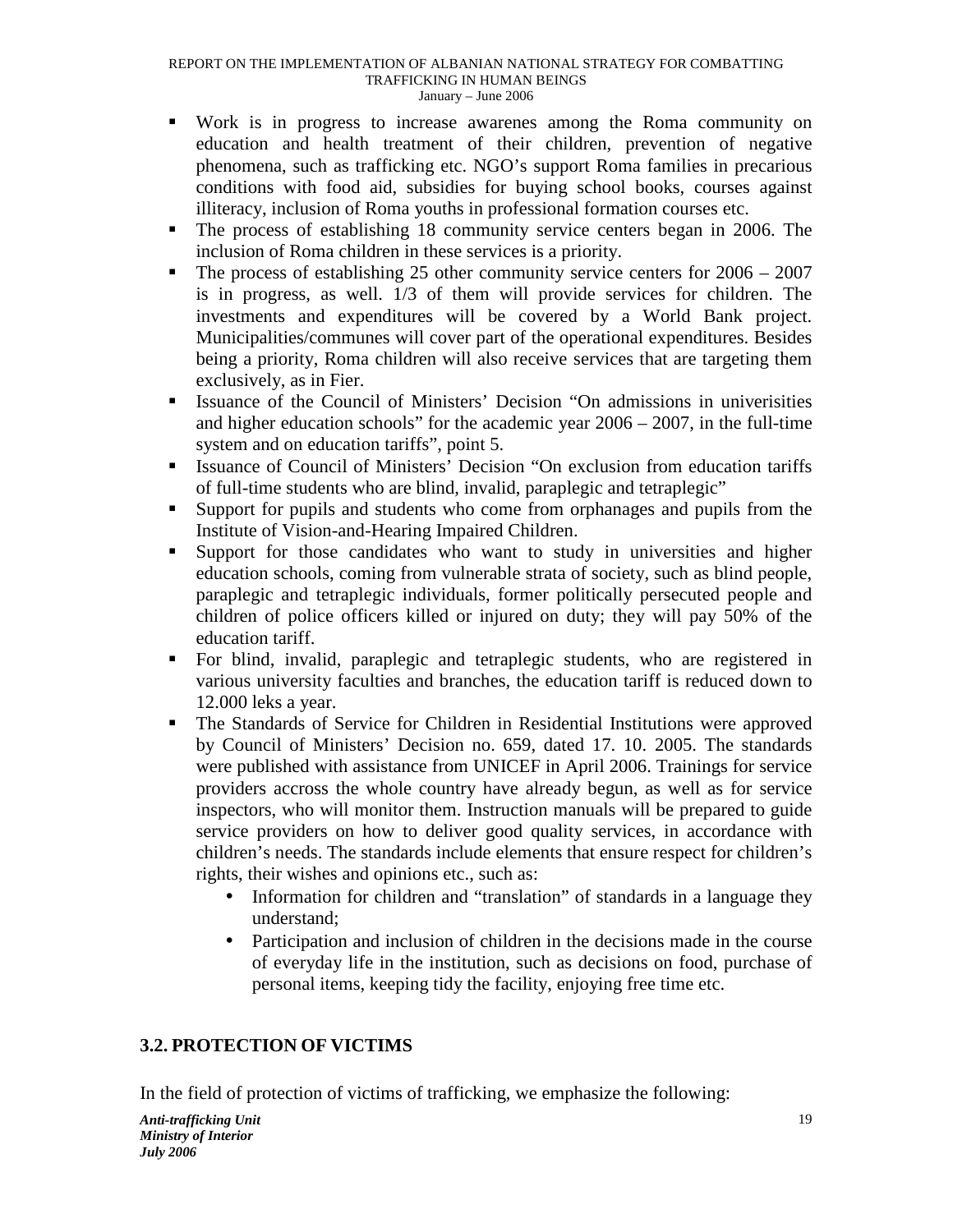- Work is in progress to increase awarenes among the Roma community on education and health treatment of their children, prevention of negative phenomena, such as trafficking etc. NGO's support Roma families in precarious conditions with food aid, subsidies for buying school books, courses against illiteracy, inclusion of Roma youths in professional formation courses etc.
- The process of establishing 18 community service centers began in 2006. The inclusion of Roma children in these services is a priority.
- The process of establishing 25 other community service centers for 2006 – 2007 is in progress, as well. 1/3 of them will provide services for children. The investments and expenditures will be covered by a World Bank project. Municipalities/communes will cover part of the operational expenditures. Besides being a priority, Roma children will also receive services that are targeting them exclusively, as in Fier.
- Issuance of the Council of Ministers' Decision "On admissions in univerisities and higher education schools" for the academic year 2006 – 2007, in the full-time system and on education tariffs", point 5.
- Issuance of Council of Ministers' Decision "On exclusion from education tariffs of full-time students who are blind, invalid, paraplegic and tetraplegic"
- Support for pupils and students who come from orphanages and pupils from the Institute of Vision-and-Hearing Impaired Children.
- Support for those candidates who want to study in universities and higher education schools, coming from vulnerable strata of society, such as blind people, paraplegic and tetraplegic individuals, former politically persecuted people and children of police officers killed or injured on duty; they will pay 50% of the education tariff.
- For blind, invalid, paraplegic and tetraplegic students, who are registered in various university faculties and branches, the education tariff is reduced down to 12.000 leks a year.
- The Standards of Service for Children in Residential Institutions were approved by Council of Ministers' Decision no. 659, dated 17. 10. 2005. The standards were published with assistance from UNICEF in April 2006. Trainings for service providers accross the whole country have already begun, as well as for service inspectors, who will monitor them. Instruction manuals will be prepared to guide service providers on how to deliver good quality services, in accordance with children's needs. The standards include elements that ensure respect for children's rights, their wishes and opinions etc., such as:
    - Information for children and "translation" of standards in a language they understand;
    - Participation and inclusion of children in the decisions made in the course of everyday life in the institution, such as decisions on food, purchase of personal items, keeping tidy the facility, enjoying free time etc.

## 3.2. PROTECTION OF VICTIMS

In the field of protection of victims of trafficking, we emphasize the following: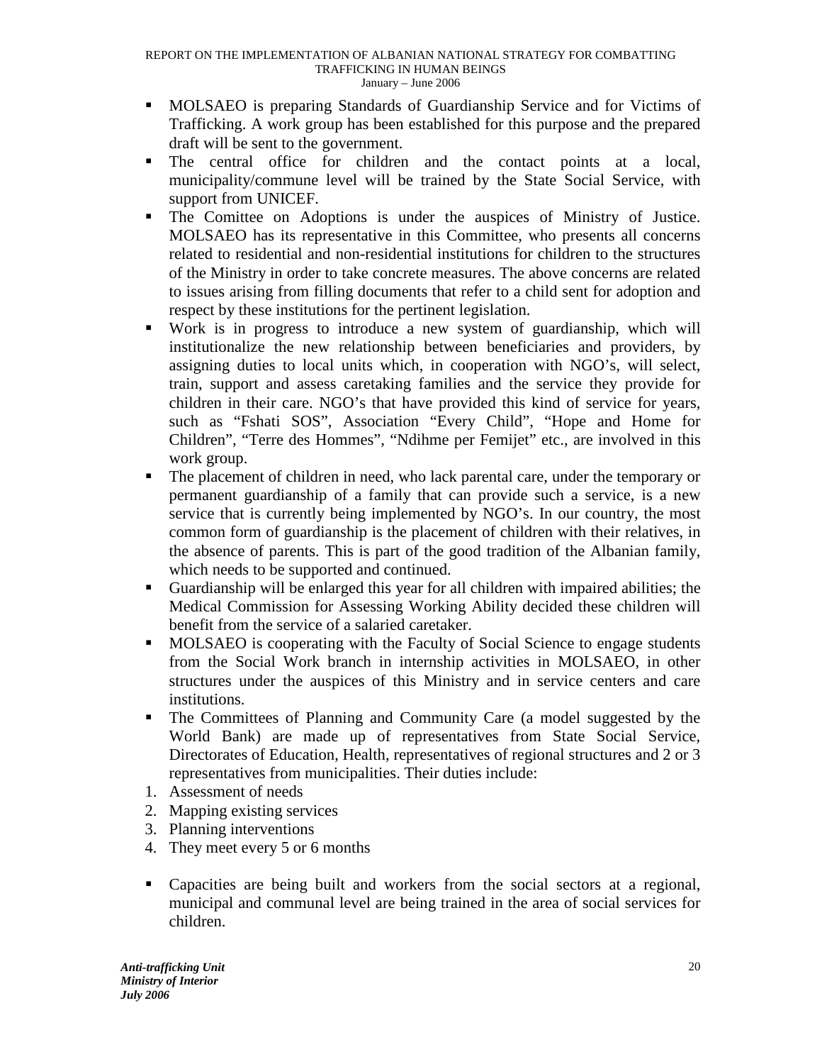- MOLSAEO is preparing Standards of Guardianship Service and for Victims of Trafficking. A work group has been established for this purpose and the prepared draft will be sent to the government.
- The central office for children and the contact points at a local, municipality/commune level will be trained by the State Social Service, with support from UNICEF.
- The Comittee on Adoptions is under the auspices of Ministry of Justice. MOLSAEO has its representative in this Committee, who presents all concerns related to residential and non-residential institutions for children to the structures of the Ministry in order to take concrete measures. The above concerns are related to issues arising from filling documents that refer to a child sent for adoption and respect by these institutions for the pertinent legislation.
- Work is in progress to introduce a new system of guardianship, which will institutionalize the new relationship between beneficiaries and providers, by assigning duties to local units which, in cooperation with NGO's, will select, train, support and assess caretaking families and the service they provide for children in their care. NGO's that have provided this kind of service for years, such as "Fshati SOS", Association "Every Child", "Hope and Home for Children", "Terre des Hommes", "Ndihme per Femijet" etc., are involved in this work group.
- The placement of children in need, who lack parental care, under the temporary or permanent guardianship of a family that can provide such a service, is a new service that is currently being implemented by NGO's. In our country, the most common form of guardianship is the placement of children with their relatives, in the absence of parents. This is part of the good tradition of the Albanian family, which needs to be supported and continued.
- Guardianship will be enlarged this year for all children with impaired abilities; the Medical Commission for Assessing Working Ability decided these children will benefit from the service of a salaried caretaker.
- MOLSAEO is cooperating with the Faculty of Social Science to engage students from the Social Work branch in internship activities in MOLSAEO, in other structures under the auspices of this Ministry and in service centers and care institutions.
- The Committees of Planning and Community Care (a model suggested by the World Bank) are made up of representatives from State Social Service, Directorates of Education, Health, representatives of regional structures and 2 or 3 representatives from municipalities. Their duties include:

1. Assessment of needs
2. Mapping existing services
3. Planning interventions
4. They meet every 5 or 6 months

- Capacities are being built and workers from the social sectors at a regional, municipal and communal level are being trained in the area of social services for children.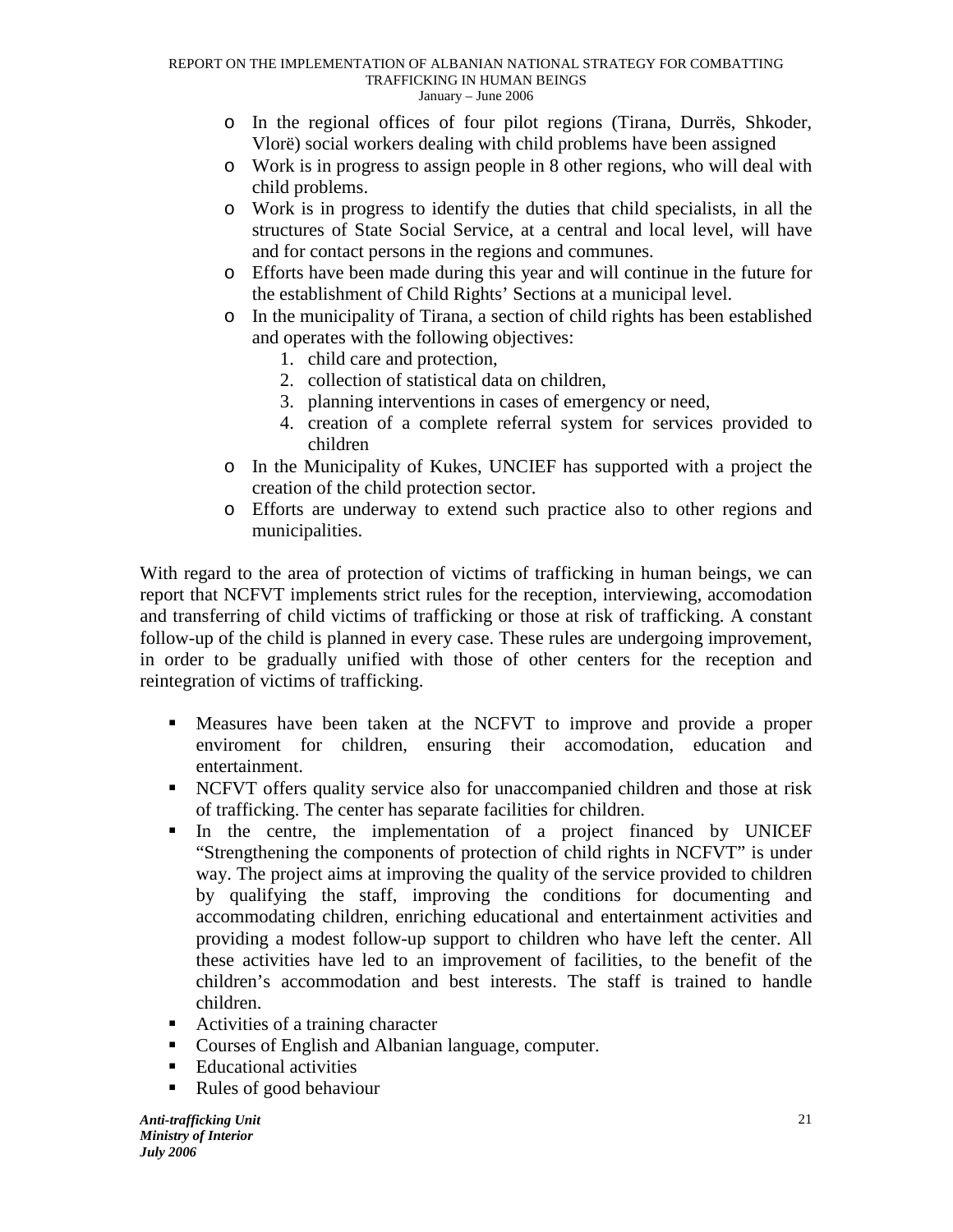- In the regional offices of four pilot regions (Tirana, Durrës, Shkoder, Vlorë) social workers dealing with child problems have been assigned
- Work is in progress to assign people in 8 other regions, who will deal with child problems.
- Work is in progress to identify the duties that child specialists, in all the structures of State Social Service, at a central and local level, will have and for contact persons in the regions and communes.
- Efforts have been made during this year and will continue in the future for the establishment of Child Rights' Sections at a municipal level.
- In the municipality of Tirana, a section of child rights has been established and operates with the following objectives:
    1. child care and protection,
    2. collection of statistical data on children,
    3. planning interventions in cases of emergency or need,
    4. creation of a complete referral system for services provided to children
- In the Municipality of Kukes, UNCIEF has supported with a project the creation of the child protection sector.
- Efforts are underway to extend such practice also to other regions and municipalities.

With regard to the area of protection of victims of trafficking in human beings, we can report that NCFVT implements strict rules for the reception, interviewing, accomodation and transferring of child victims of trafficking or those at risk of trafficking. A constant follow-up of the child is planned in every case. These rules are undergoing improvement, in order to be gradually unified with those of other centers for the reception and reintegration of victims of trafficking.

- Measures have been taken at the NCFVT to improve and provide a proper enviroment for children, ensuring their accomodation, education and entertainment.
- NCFVT offers quality service also for unaccompanied children and those at risk of trafficking. The center has separate facilities for children.
- In the centre, the implementation of a project financed by UNICEF "Strengthening the components of protection of child rights in NCFVT" is under way. The project aims at improving the quality of the service provided to children by qualifying the staff, improving the conditions for documenting and accommodating children, enriching educational and entertainment activities and providing a modest follow-up support to children who have left the center. All these activities have led to an improvement of facilities, to the benefit of the children's accommodation and best interests. The staff is trained to handle children.
- Activities of a training character
- Courses of English and Albanian language, computer.
- Educational activities
- Rules of good behaviour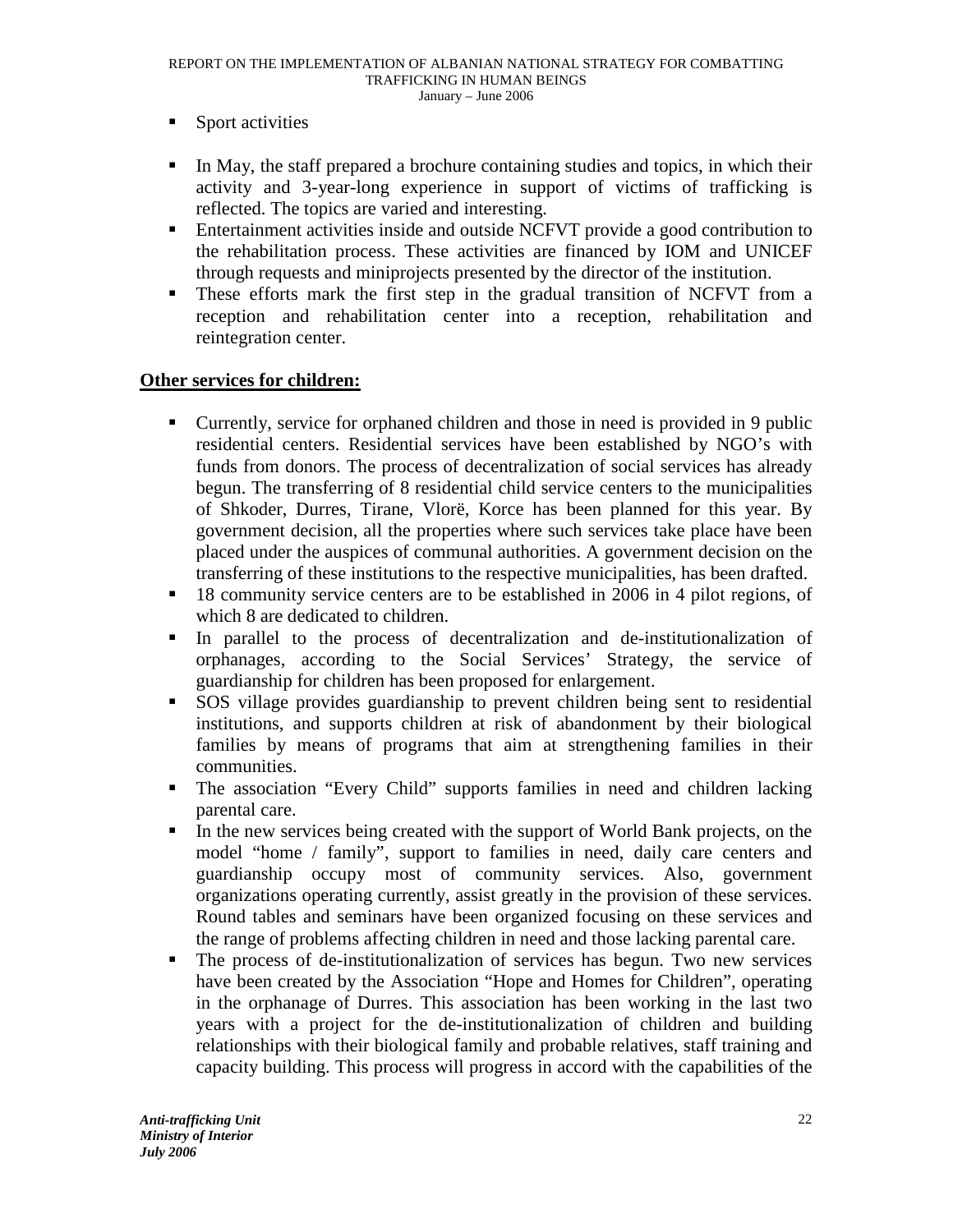- Sport activities

- In May, the staff prepared a brochure containing studies and topics, in which their activity and 3-year-long experience in support of victims of trafficking is reflected. The topics are varied and interesting.
- Entertainment activities inside and outside NCFVT provide a good contribution to the rehabilitation process. These activities are financed by IOM and UNICEF through requests and miniprojects presented by the director of the institution.
- These efforts mark the first step in the gradual transition of NCFVT from a reception and rehabilitation center into a reception, rehabilitation and reintegration center.

**Other services for children:**

- Currently, service for orphaned children and those in need is provided in 9 public residential centers. Residential services have been established by NGO's with funds from donors. The process of decentralization of social services has already begun. The transferring of 8 residential child service centers to the municipalities of Shkoder, Durres, Tirane, Vlorë, Korce has been planned for this year. By government decision, all the properties where such services take place have been placed under the auspices of communal authorities. A government decision on the transferring of these institutions to the respective municipalities, has been drafted.
- 18 community service centers are to be established in 2006 in 4 pilot regions, of which 8 are dedicated to children.
- In parallel to the process of decentralization and de-institutionalization of orphanages, according to the Social Services' Strategy, the service of guardianship for children has been proposed for enlargement.
- SOS village provides guardianship to prevent children being sent to residential institutions, and supports children at risk of abandonment by their biological families by means of programs that aim at strengthening families in their communities.
- The association "Every Child" supports families in need and children lacking parental care.
- In the new services being created with the support of World Bank projects, on the model "home / family", support to families in need, daily care centers and guardianship occupy most of community services. Also, government organizations operating currently, assist greatly in the provision of these services. Round tables and seminars have been organized focusing on these services and the range of problems affecting children in need and those lacking parental care.
- The process of de-institutionalization of services has begun. Two new services have been created by the Association "Hope and Homes for Children", operating in the orphanage of Durres. This association has been working in the last two years with a project for the de-institutionalization of children and building relationships with their biological family and probable relatives, staff training and capacity building. This process will progress in accord with the capabilities of the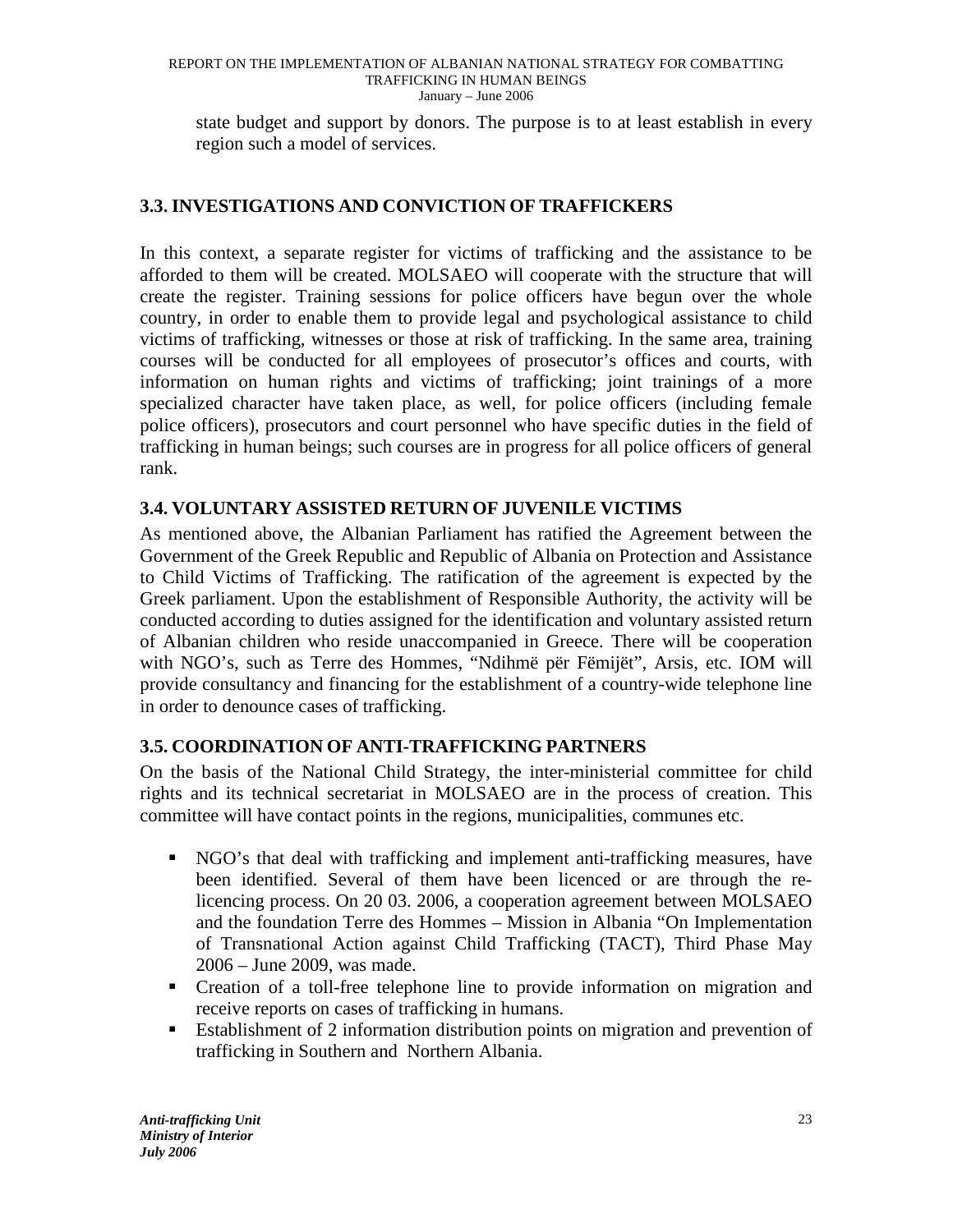state budget and support by donors. The purpose is to at least establish in every region such a model of services.

## 3.3. INVESTIGATIONS AND CONVICTION OF TRAFFICKERS

In this context, a separate register for victims of trafficking and the assistance to be afforded to them will be created. MOLSAEO will cooperate with the structure that will create the register. Training sessions for police officers have begun over the whole country, in order to enable them to provide legal and psychological assistance to child victims of trafficking, witnesses or those at risk of trafficking. In the same area, training courses will be conducted for all employees of prosecutor's offices and courts, with information on human rights and victims of trafficking; joint trainings of a more specialized character have taken place, as well, for police officers (including female police officers), prosecutors and court personnel who have specific duties in the field of trafficking in human beings; such courses are in progress for all police officers of general rank.

## 3.4. VOLUNTARY ASSISTED RETURN OF JUVENILE VICTIMS

As mentioned above, the Albanian Parliament has ratified the Agreement between the Government of the Greek Republic and Republic of Albania on Protection and Assistance to Child Victims of Trafficking. The ratification of the agreement is expected by the Greek parliament. Upon the establishment of Responsible Authority, the activity will be conducted according to duties assigned for the identification and voluntary assisted return of Albanian children who reside unaccompanied in Greece. There will be cooperation with NGO's, such as Terre des Hommes, "Ndihmë për Fëmijët", Arsis, etc. IOM will provide consultancy and financing for the establishment of a country-wide telephone line in order to denounce cases of trafficking.

## 3.5. COORDINATION OF ANTI-TRAFFICKING PARTNERS

On the basis of the National Child Strategy, the inter-ministerial committee for child rights and its technical secretariat in MOLSAEO are in the process of creation. This committee will have contact points in the regions, municipalities, communes etc.

- NGO's that deal with trafficking and implement anti-trafficking measures, have been identified. Several of them have been licenced or are through the re-licencing process. On 20 03. 2006, a cooperation agreement between MOLSAEO and the foundation Terre des Hommes – Mission in Albania "On Implementation of Transnational Action against Child Trafficking (TACT), Third Phase May 2006 – June 2009, was made.
- Creation of a toll-free telephone line to provide information on migration and receive reports on cases of trafficking in humans.
- Establishment of 2 information distribution points on migration and prevention of trafficking in Southern and Northern Albania.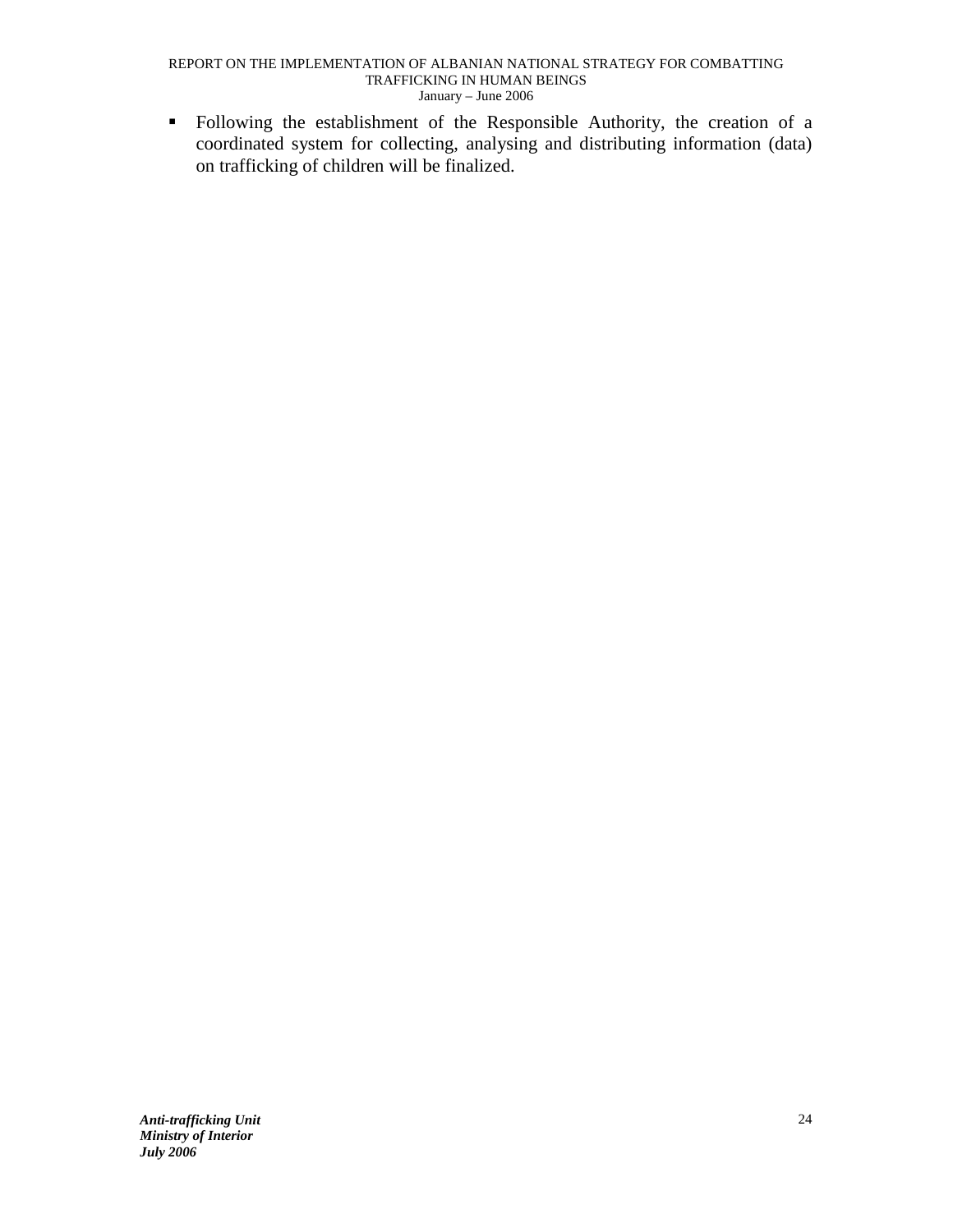- Following the establishment of the Responsible Authority, the creation of a coordinated system for collecting, analysing and distributing information (data) on trafficking of children will be finalized.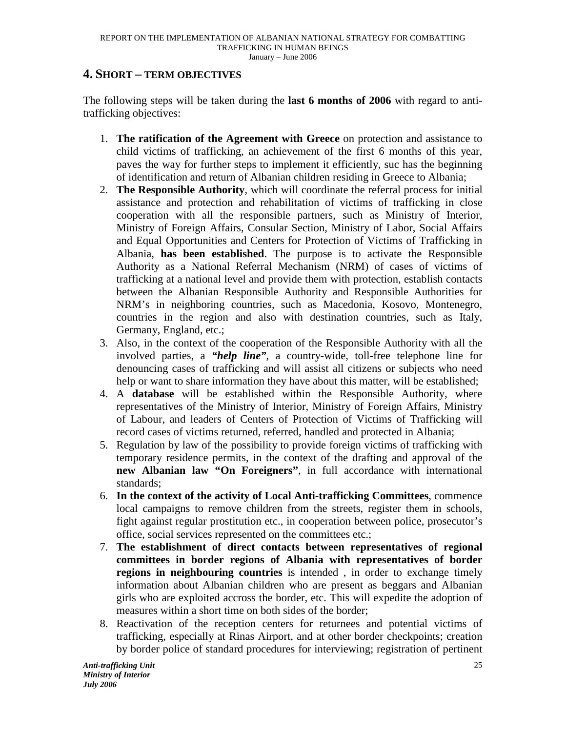## 4. SHORT – TERM OBJECTIVES

The following steps will be taken during the **last 6 months of 2006** with regard to anti-trafficking objectives:

1. **The ratification of the Agreement with Greece** on protection and assistance to child victims of trafficking, an achievement of the first 6 months of this year, paves the way for further steps to implement it efficiently, suc has the beginning of identification and return of Albanian children residing in Greece to Albania;
2. **The Responsible Authority**, which will coordinate the referral process for initial assistance and protection and rehabilitation of victims of trafficking in close cooperation with all the responsible partners, such as Ministry of Interior, Ministry of Foreign Affairs, Consular Section, Ministry of Labor, Social Affairs and Equal Opportunities and Centers for Protection of Victims of Trafficking in Albania, **has been established**. The purpose is to activate the Responsible Authority as a National Referral Mechanism (NRM) of cases of victims of trafficking at a national level and provide them with protection, establish contacts between the Albanian Responsible Authority and Responsible Authorities for NRM's in neighboring countries, such as Macedonia, Kosovo, Montenegro, countries in the region and also with destination countries, such as Italy, Germany, England, etc.;
3. Also, in the context of the cooperation of the Responsible Authority with all the involved parties, a ***"help line"***, a country-wide, toll-free telephone line for denouncing cases of trafficking and will assist all citizens or subjects who need help or want to share information they have about this matter, will be established;
4. A **database** will be established within the Responsible Authority, where representatives of the Ministry of Interior, Ministry of Foreign Affairs, Ministry of Labour, and leaders of Centers of Protection of Victims of Trafficking will record cases of victims returned, referred, handled and protected in Albania;
5. Regulation by law of the possibility to provide foreign victims of trafficking with temporary residence permits, in the context of the drafting and approval of the **new Albanian law "On Foreigners"**, in full accordance with international standards;
6. **In the context of the activity of Local Anti-trafficking Committees**, commence local campaigns to remove children from the streets, register them in schools, fight against regular prostitution etc., in cooperation between police, prosecutor's office, social services represented on the committees etc.;
7. **The establishment of direct contacts between representatives of regional committees in border regions of Albania with representatives of border regions in neighbouring countries** is intended , in order to exchange timely information about Albanian children who are present as beggars and Albanian girls who are exploited accross the border, etc. This will expedite the adoption of measures within a short time on both sides of the border;
8. Reactivation of the reception centers for returnees and potential victims of trafficking, especially at Rinas Airport, and at other border checkpoints; creation by border police of standard procedures for interviewing; registration of pertinent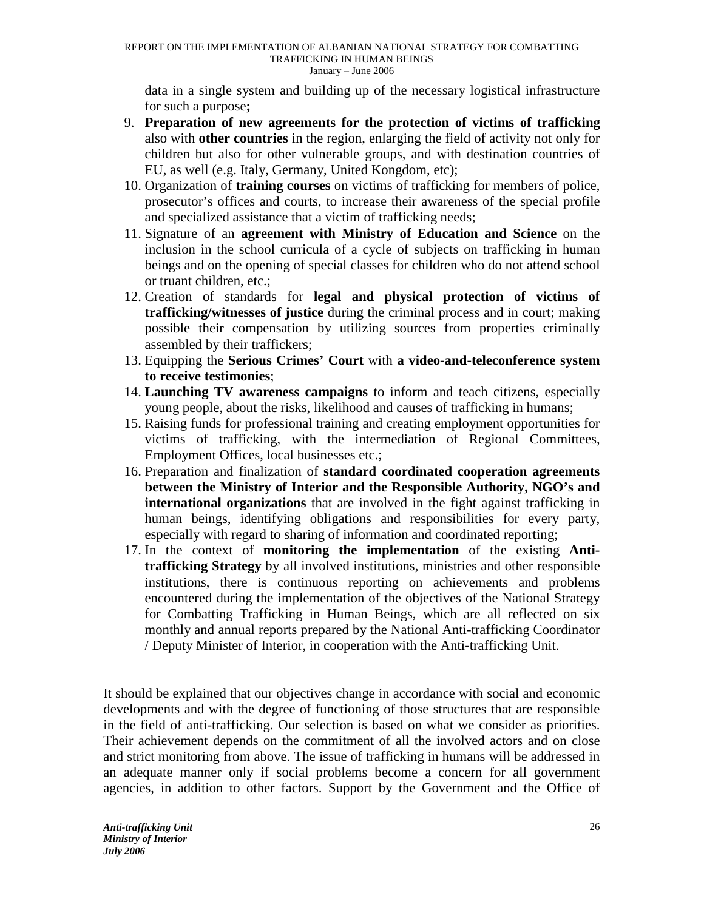data in a single system and building up of the necessary logistical infrastructure for such a purpose**;**

9. **Preparation of new agreements for the protection of victims of trafficking** also with **other countries** in the region, enlarging the field of activity not only for children but also for other vulnerable groups, and with destination countries of EU, as well (e.g. Italy, Germany, United Kongdom, etc);
10. Organization of **training courses** on victims of trafficking for members of police, prosecutor's offices and courts, to increase their awareness of the special profile and specialized assistance that a victim of trafficking needs;
11. Signature of an **agreement with Ministry of Education and Science** on the inclusion in the school curricula of a cycle of subjects on trafficking in human beings and on the opening of special classes for children who do not attend school or truant children, etc.;
12. Creation of standards for **legal and physical protection of victims of trafficking/witnesses of justice** during the criminal process and in court; making possible their compensation by utilizing sources from properties criminally assembled by their traffickers;
13. Equipping the **Serious Crimes' Court** with **a video-and-teleconference system to receive testimonies**;
14. **Launching TV awareness campaigns** to inform and teach citizens, especially young people, about the risks, likelihood and causes of trafficking in humans;
15. Raising funds for professional training and creating employment opportunities for victims of trafficking, with the intermediation of Regional Committees, Employment Offices, local businesses etc.;
16. Preparation and finalization of **standard coordinated cooperation agreements between the Ministry of Interior and the Responsible Authority, NGO's and international organizations** that are involved in the fight against trafficking in human beings, identifying obligations and responsibilities for every party, especially with regard to sharing of information and coordinated reporting;
17. In the context of **monitoring the implementation** of the existing **Anti-trafficking Strategy** by all involved institutions, ministries and other responsible institutions, there is continuous reporting on achievements and problems encountered during the implementation of the objectives of the National Strategy for Combatting Trafficking in Human Beings, which are all reflected on six monthly and annual reports prepared by the National Anti-trafficking Coordinator / Deputy Minister of Interior, in cooperation with the Anti-trafficking Unit.

It should be explained that our objectives change in accordance with social and economic developments and with the degree of functioning of those structures that are responsible in the field of anti-trafficking. Our selection is based on what we consider as priorities. Their achievement depends on the commitment of all the involved actors and on close and strict monitoring from above. The issue of trafficking in humans will be addressed in an adequate manner only if social problems become a concern for all government agencies, in addition to other factors. Support by the Government and the Office of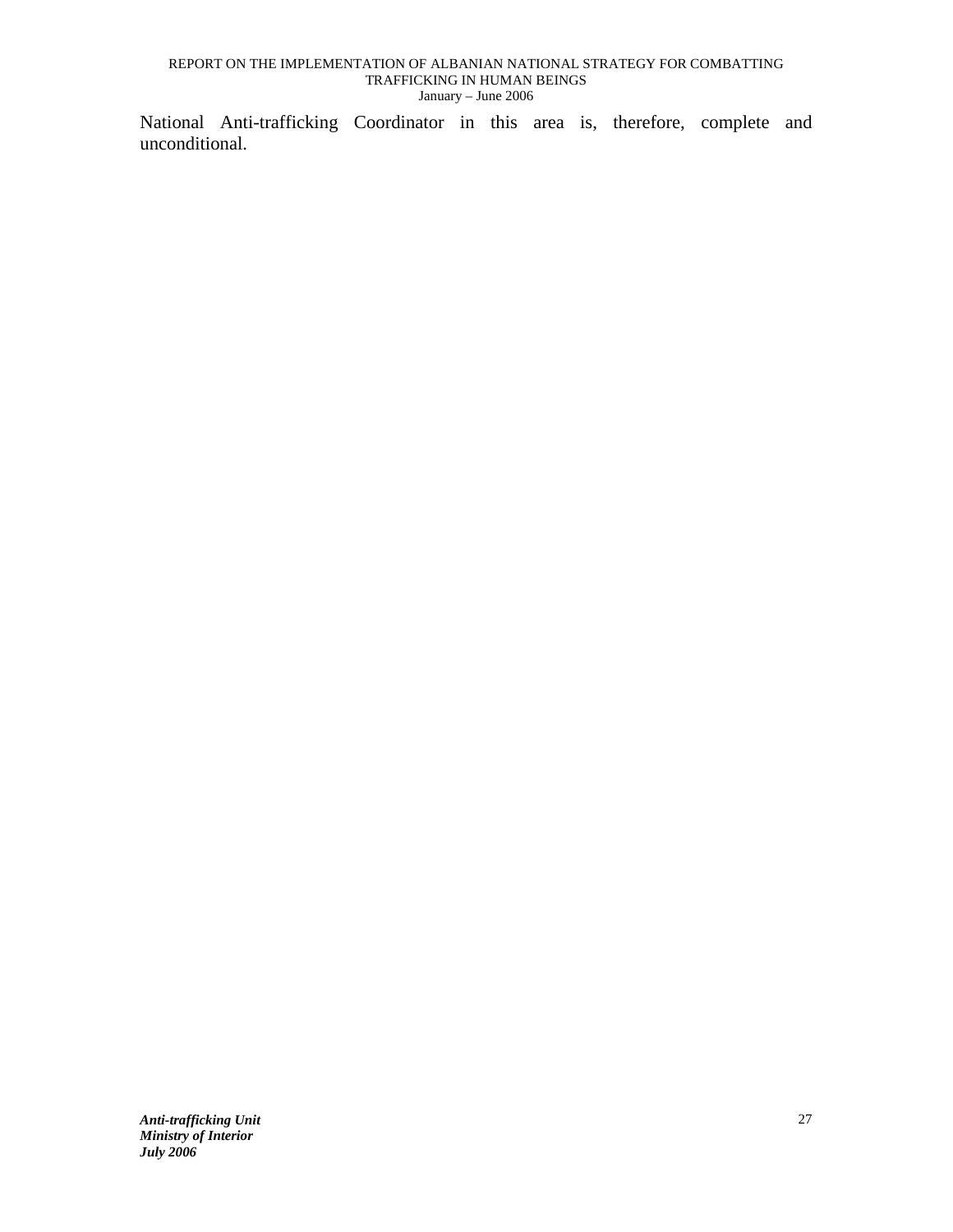National Anti-trafficking Coordinator in this area is, therefore, complete and unconditional.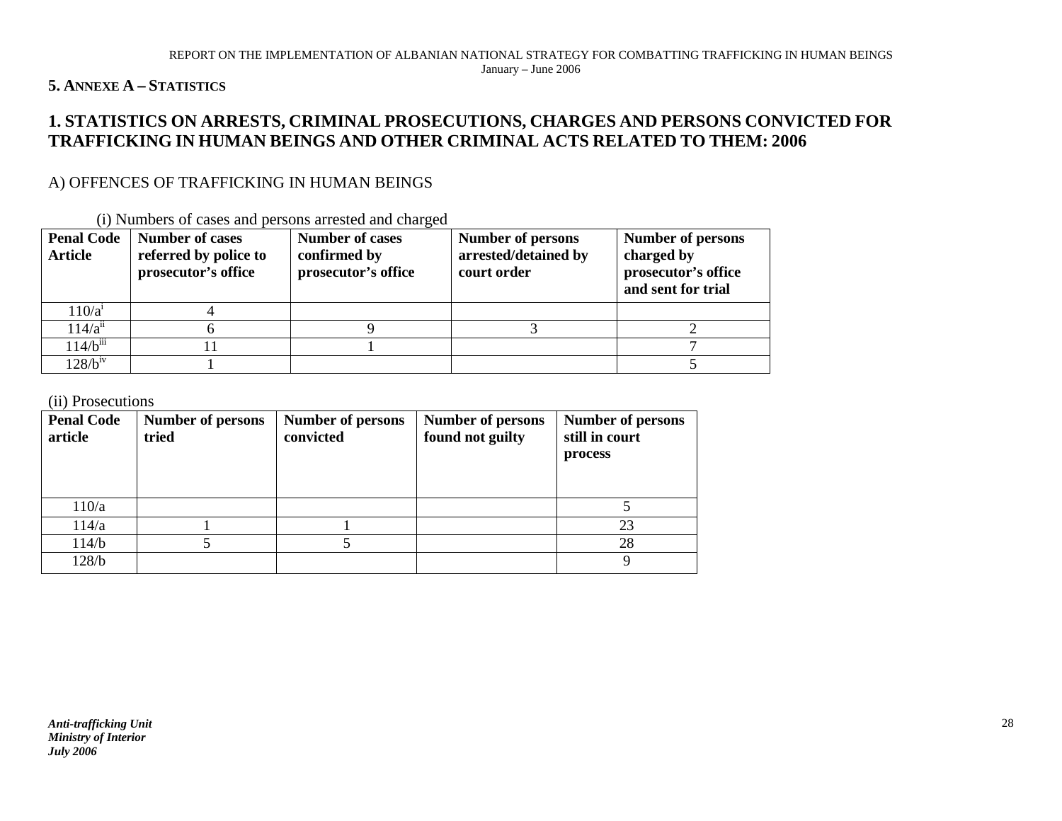## 5. ANNEXE A – STATISTICS

## 1. STATISTICS ON ARRESTS, CRIMINAL PROSECUTIONS, CHARGES AND PERSONS CONVICTED FOR TRAFFICKING IN HUMAN BEINGS AND OTHER CRIMINAL ACTS RELATED TO THEM: 2006

### A) OFFENCES OF TRAFFICKING IN HUMAN BEINGS

(i) Numbers of cases and persons arrested and charged

| Penal Code Article | Number of cases referred by police to prosecutor's office | Number of cases confirmed by prosecutor's office | Number of persons arrested/detained by court order | Number of persons charged by prosecutor's office and sent for trial |
|---|---|---|---|---|
| 110/a[i] | 4 | | | |
| 114/a[ii] | 6 | 9 | 3 | 2 |
| 114/b[iii] | 11 | 1 | | 7 |
| 128/b[iv] | 1 | | | 5 |

(ii) Prosecutions

| Penal Code article | Number of persons tried | Number of persons convicted | Number of persons found not guilty | Number of persons still in court process |
|---|---|---|---|---|
| 110/a | | | | 5 |
| 114/a | 1 | 1 | | 23 |
| 114/b | 5 | 5 | | 28 |
| 128/b | | | | 9 |

*Anti-trafficking Unit*
*Ministry of Interior*
*July 2006*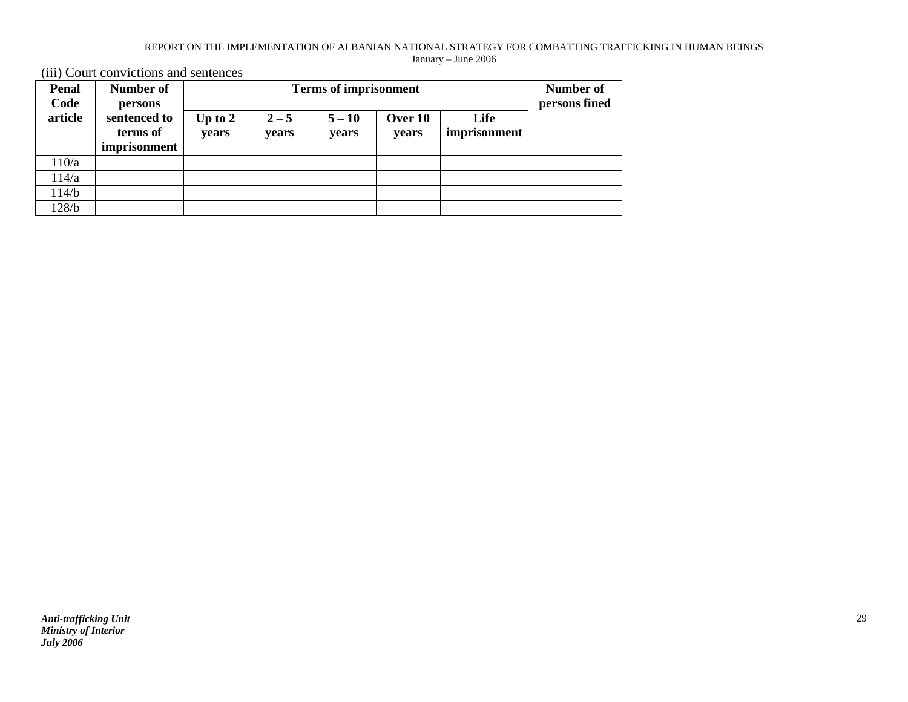(iii) Court convictions and sentences

| Penal Code article | Number of persons sentenced to terms of imprisonment | Terms of imprisonment | | | | | Number of persons fined |
|---|---|---|---|---|---|---|---|
| | | Up to 2 years | 2 – 5 years | 5 – 10 years | Over 10 years | Life imprisonment | |
| 110/a | | | | | | | |
| 114/a | | | | | | | |
| 114/b | | | | | | | |
| 128/b | | | | | | | |

***Anti-trafficking Unit***
***Ministry of Interior***
***July 2006***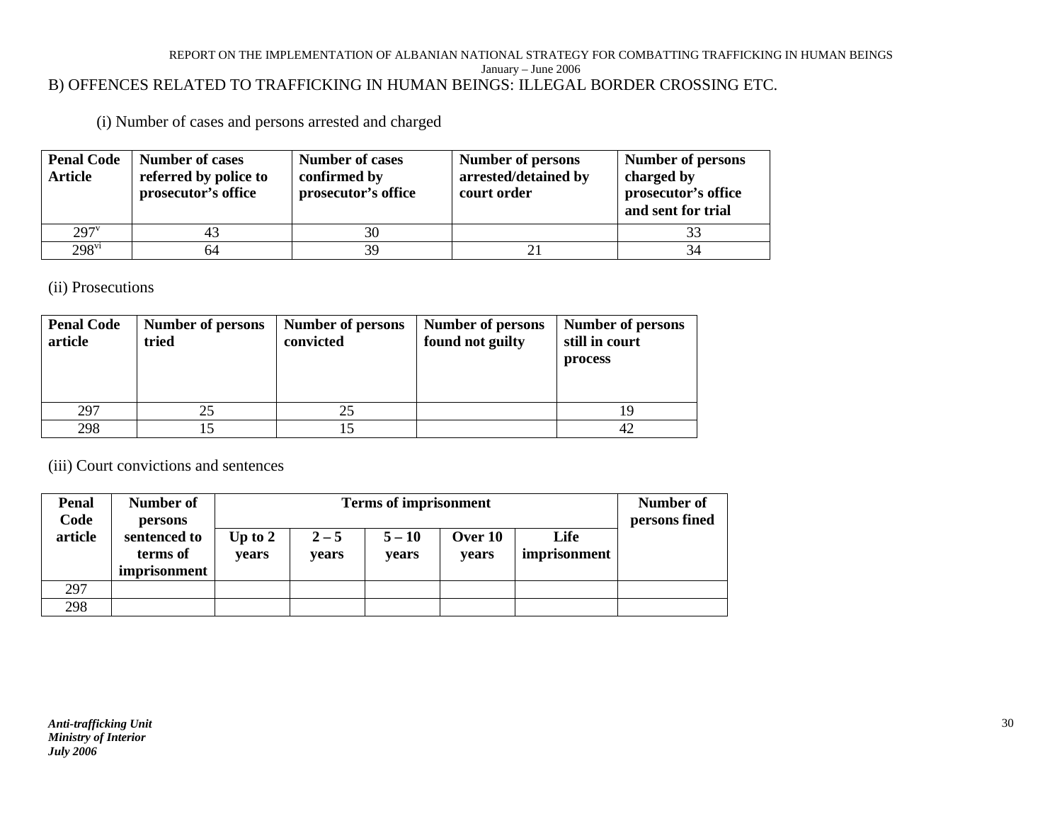B) OFFENCES RELATED TO TRAFFICKING IN HUMAN BEINGS: ILLEGAL BORDER CROSSING ETC.

(i) Number of cases and persons arrested and charged

| Penal Code Article | Number of cases referred by police to prosecutor's office | Number of cases confirmed by prosecutor's office | Number of persons arrested/detained by court order | Number of persons charged by prosecutor's office and sent for trial |
|---|---|---|---|---|
| 297[v] | 43 | 30 | | 33 |
| 298[vi] | 64 | 39 | 21 | 34 |

(ii) Prosecutions

| Penal Code article | Number of persons tried | Number of persons convicted | Number of persons found not guilty | Number of persons still in court process |
|---|---|---|---|---|
| 297 | 25 | 25 | | 19 |
| 298 | 15 | 15 | | 42 |

(iii) Court convictions and sentences

| Penal Code article | Number of persons sentenced to terms of imprisonment | Terms of imprisonment | | | | | Number of persons fined |
|---|---|---|---|---|---|---|---|
| | | Up to 2 years | 2 – 5 years | 5 – 10 years | Over 10 years | Life imprisonment | |
| 297 | | | | | | | |
| 298 | | | | | | | |

***Anti-trafficking Unit***
***Ministry of Interior***
***July 2006***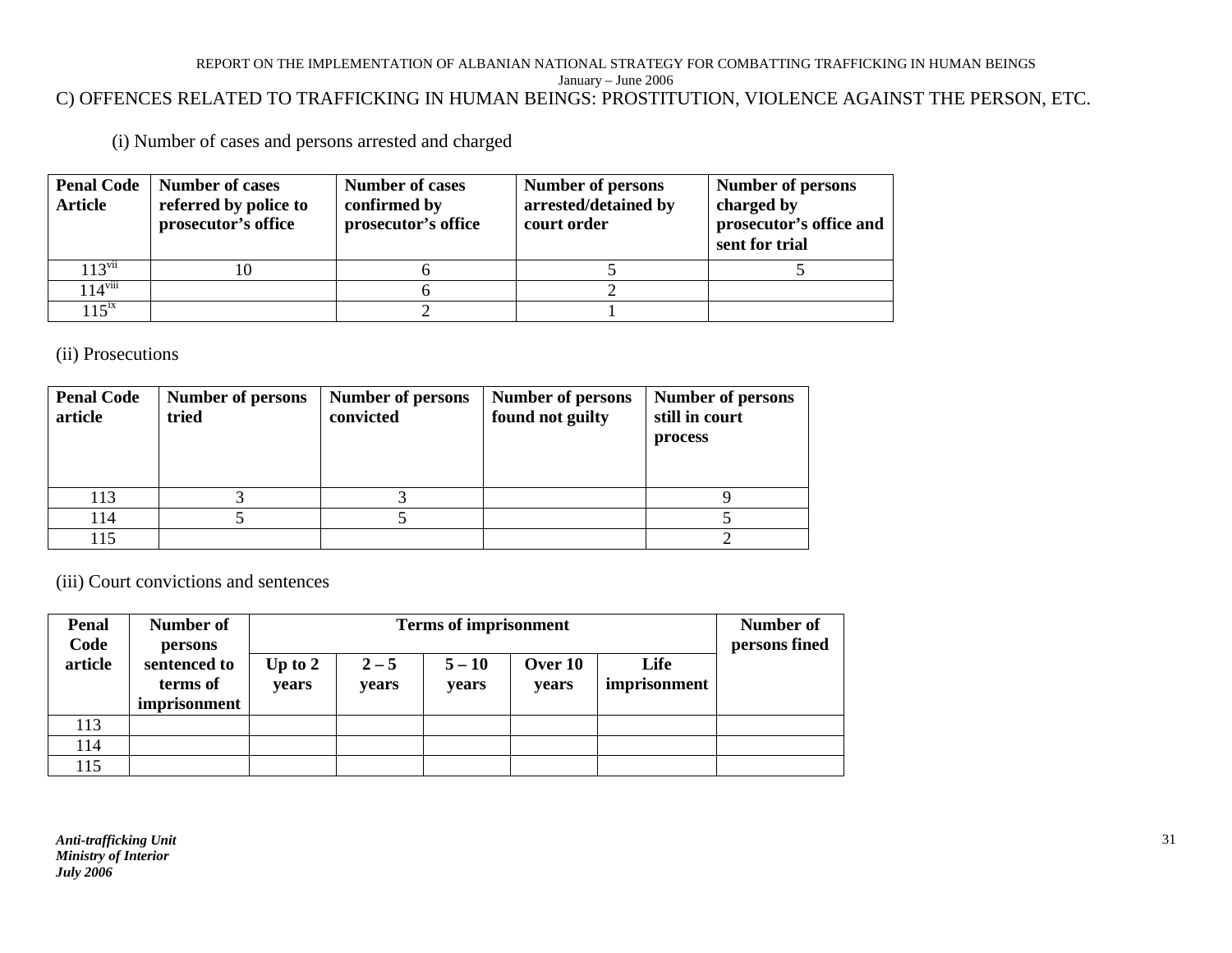## C) OFFENCES RELATED TO TRAFFICKING IN HUMAN BEINGS: PROSTITUTION, VIOLENCE AGAINST THE PERSON, ETC.

(i) Number of cases and persons arrested and charged

| Penal Code Article | Number of cases referred by police to prosecutor's office | Number of cases confirmed by prosecutor's office | Number of persons arrested/detained by court order | Number of persons charged by prosecutor's office and sent for trial |
|---|---|---|---|---|
| 113[vii] | 10 | 6 | 5 | 5 |
| 114[viii] | | 6 | 2 | |
| 115[ix] | | 2 | 1 | |

(ii) Prosecutions

| Penal Code article | Number of persons tried | Number of persons convicted | Number of persons found not guilty | Number of persons still in court process |
|---|---|---|---|---|
| 113 | 3 | 3 | | 9 |
| 114 | 5 | 5 | | 5 |
| 115 | | | | 2 |

(iii) Court convictions and sentences

| Penal Code article | Number of persons sentenced to terms of imprisonment | Terms of imprisonment | | | | | Number of persons fined |
|---|---|---|---|---|---|---|---|
| | | Up to 2 years | 2 – 5 years | 5 – 10 years | Over 10 years | Life imprisonment | |
| 113 | | | | | | | |
| 114 | | | | | | | |
| 115 | | | | | | | |

*Anti-trafficking Unit*
*Ministry of Interior*
*July 2006*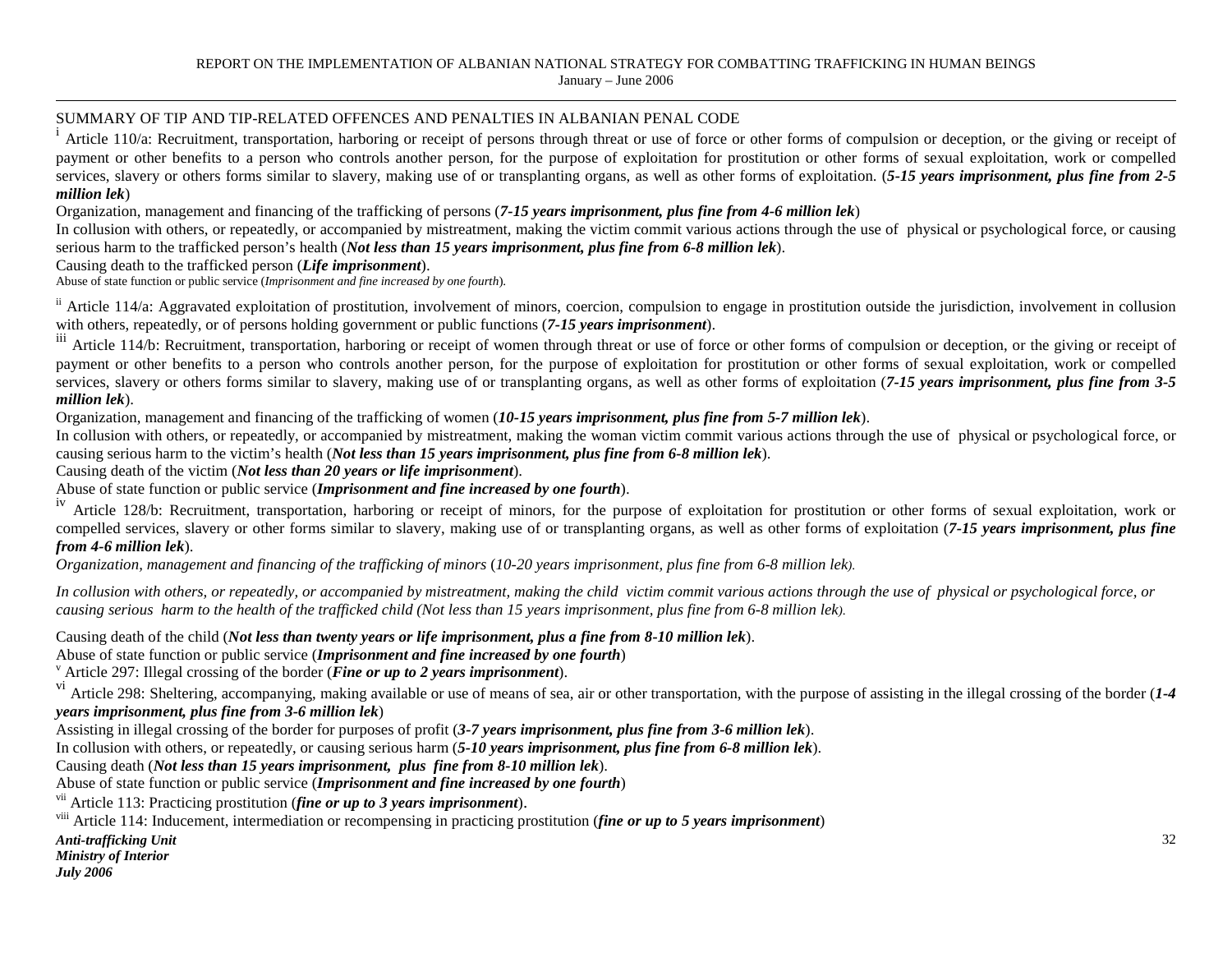SUMMARY OF TIP AND TIP-RELATED OFFENCES AND PENALTIES IN ALBANIAN PENAL CODE

[i] Article 110/a: Recruitment, transportation, harboring or receipt of persons through threat or use of force or other forms of compulsion or deception, or the giving or receipt of payment or other benefits to a person who controls another person, for the purpose of exploitation for prostitution or other forms of sexual exploitation, work or compelled services, slavery or others forms similar to slavery, making use of or transplanting organs, as well as other forms of exploitation. (***5-15 years imprisonment, plus fine from 2-5 million lek***)

Organization, management and financing of the trafficking of persons (***7-15 years imprisonment, plus fine from 4-6 million lek***)

In collusion with others, or repeatedly, or accompanied by mistreatment, making the victim commit various actions through the use of physical or psychological force, or causing serious harm to the trafficked person's health (***Not less than 15 years imprisonment, plus fine from 6-8 million lek***).

Causing death to the trafficked person (***Life imprisonment***).

Abuse of state function or public service (*Imprisonment and fine increased by one fourth*).

[ii] Article 114/a: Aggravated exploitation of prostitution, involvement of minors, coercion, compulsion to engage in prostitution outside the jurisdiction, involvement in collusion with others, repeatedly, or of persons holding government or public functions (***7-15 years imprisonment***).

[iii] Article 114/b: Recruitment, transportation, harboring or receipt of women through threat or use of force or other forms of compulsion or deception, or the giving or receipt of payment or other benefits to a person who controls another person, for the purpose of exploitation for prostitution or other forms of sexual exploitation, work or compelled services, slavery or others forms similar to slavery, making use of or transplanting organs, as well as other forms of exploitation (***7-15 years imprisonment, plus fine from 3-5 million lek***).

Organization, management and financing of the trafficking of women (***10-15 years imprisonment, plus fine from 5-7 million lek***).

In collusion with others, or repeatedly, or accompanied by mistreatment, making the woman victim commit various actions through the use of physical or psychological force, or causing serious harm to the victim's health (***Not less than 15 years imprisonment, plus fine from 6-8 million lek***).

Causing death of the victim (***Not less than 20 years or life imprisonment***).

Abuse of state function or public service (***Imprisonment and fine increased by one fourth***).

[iv] Article 128/b: Recruitment, transportation, harboring or receipt of minors, for the purpose of exploitation for prostitution or other forms of sexual exploitation, work or compelled services, slavery or other forms similar to slavery, making use of or transplanting organs, as well as other forms of exploitation (***7-15 years imprisonment, plus fine from 4-6 million lek***).

*Organization, management and financing of the trafficking of minors* (*10-20 years imprisonment, plus fine from 6-8 million lek*).

*In collusion with others, or repeatedly, or accompanied by mistreatment, making the child victim commit various actions through the use of physical or psychological force, or causing serious harm to the health of the trafficked child (Not less than 15 years imprisonment, plus fine from 6-8 million lek).*

Causing death of the child (***Not less than twenty years or life imprisonment, plus a fine from 8-10 million lek***).

Abuse of state function or public service (***Imprisonment and fine increased by one fourth***)

[v] Article 297: Illegal crossing of the border (***Fine or up to 2 years imprisonment***).

[vi] Article 298: Sheltering, accompanying, making available or use of means of sea, air or other transportation, with the purpose of assisting in the illegal crossing of the border (***1-4 years imprisonment, plus fine from 3-6 million lek***)

Assisting in illegal crossing of the border for purposes of profit (***3-7 years imprisonment, plus fine from 3-6 million lek***).

In collusion with others, or repeatedly, or causing serious harm (***5-10 years imprisonment, plus fine from 6-8 million lek***).

Causing death (***Not less than 15 years imprisonment, plus fine from 8-10 million lek***).

Abuse of state function or public service (***Imprisonment and fine increased by one fourth***)

[vii] Article 113: Practicing prostitution (***fine or up to 3 years imprisonment***).

[viii] Article 114: Inducement, intermediation or recompensing in practicing prostitution (***fine or up to 5 years imprisonment***)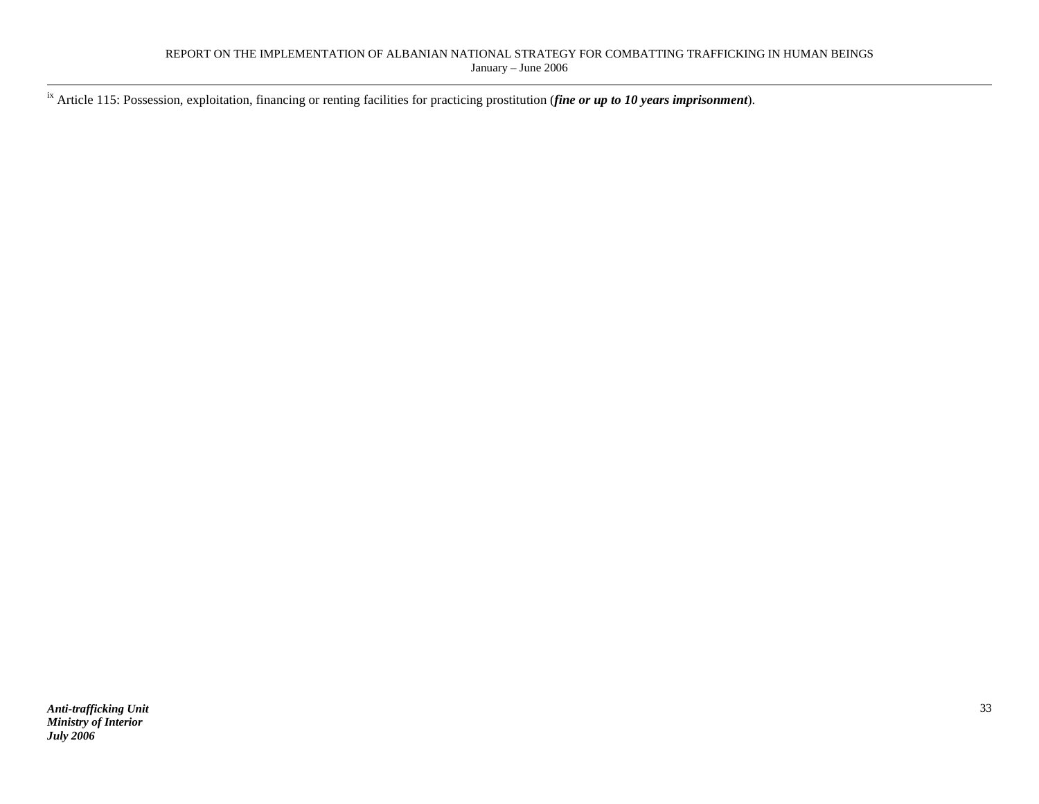[ix] Article 115: Possession, exploitation, financing or renting facilities for practicing prostitution (***fine or up to 10 years imprisonment***).